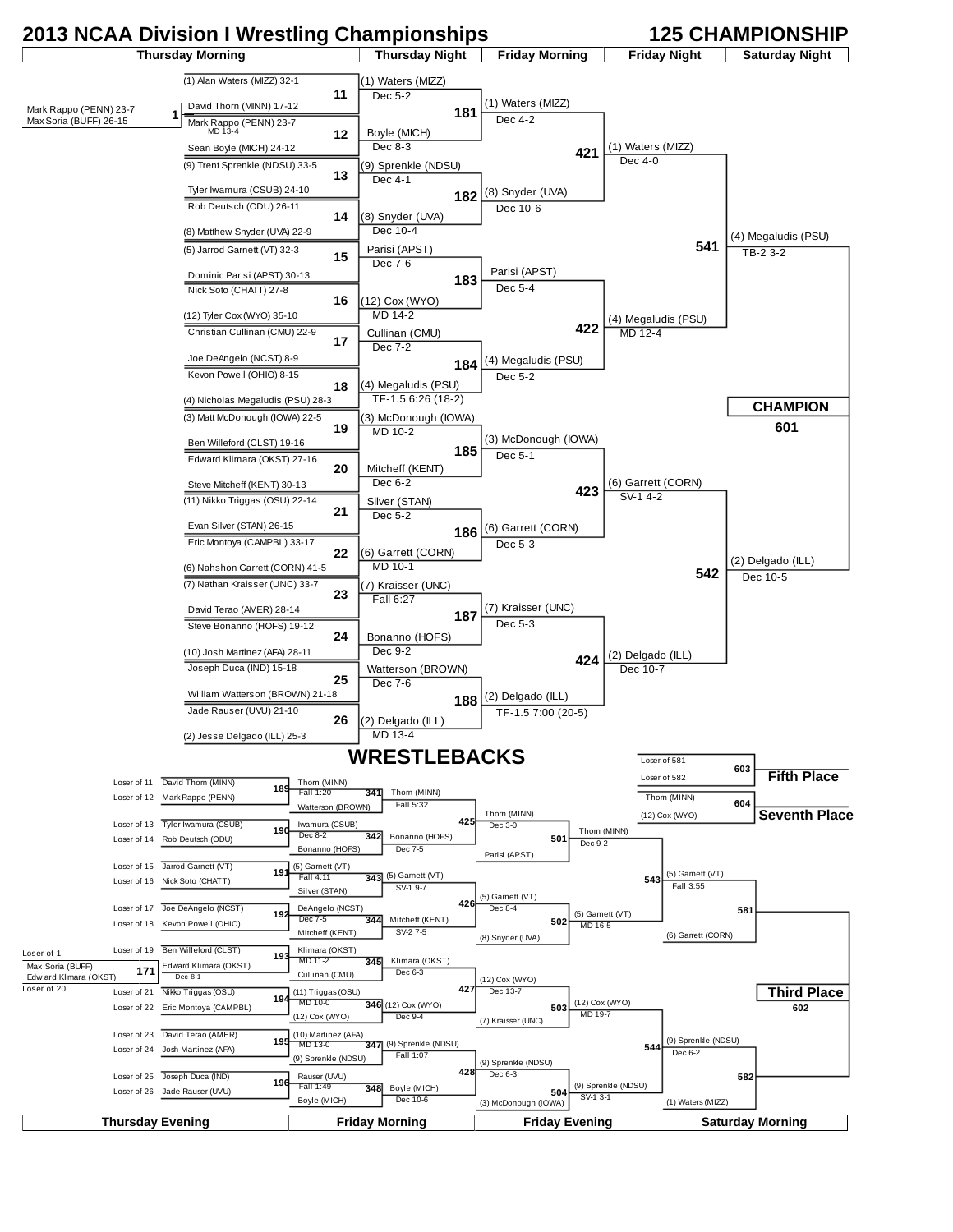# 2013 NCAA Division I Wrestling Championships

## 125 CHAMPIONSHIP

### Championship Bracket

**Pigtail (Bout 1):** Mark Rappo (PENN) 23-7 vs Max Soria (BUFF) 26-15 — Mark Rappo (PENN) 23-7, MD 13-4

#### Thursday Morning

| Bout | Wrestler 1 | Wrestler 2 | Winner (Thursday Night) | Result |
|---|---|---|---|---|
| 11 | (1) Alan Waters (MIZZ) 32-1 | David Thorn (MINN) 17-12 | (1) Waters (MIZZ) | Dec 5-2 |
| 12 | Mark Rappo (PENN) 23-7 | Sean Boyle (MICH) 24-12 | Boyle (MICH) | Dec 8-3 |
| 13 | (9) Trent Sprenkle (NDSU) 33-5 | Tyler Iwamura (CSUB) 24-10 | (9) Sprenkle (NDSU) | Dec 4-1 |
| 14 | Rob Deutsch (ODU) 26-11 | (8) Matthew Snyder (UVA) 22-9 | (8) Snyder (UVA) | Dec 10-4 |
| 15 | (5) Jarrod Garnett (VT) 32-3 | Dominic Parisi (APST) 30-13 | Parisi (APST) | Dec 7-6 |
| 16 | Nick Soto (CHATT) 27-8 | (12) Tyler Cox (WYO) 35-10 | (12) Cox (WYO) | MD 14-2 |
| 17 | Christian Cullinan (CMU) 22-9 | Joe DeAngelo (NCST) 8-9 | Cullinan (CMU) | Dec 7-2 |
| 18 | Kevon Powell (OHIO) 8-15 | (4) Nicholas Megaludis (PSU) 28-3 | (4) Megaludis (PSU) | TF-1.5 6:26 (18-2) |
| 19 | (3) Matt McDonough (IOWA) 22-5 | Ben Willeford (CLST) 19-16 | (3) McDonough (IOWA) | MD 10-2 |
| 20 | Edward Klimara (OKST) 27-16 | Steve Mitcheff (KENT) 30-13 | Mitcheff (KENT) | Dec 6-2 |
| 21 | (11) Nikko Triggas (OSU) 22-14 | Evan Silver (STAN) 26-15 | Silver (STAN) | Dec 5-2 |
| 22 | Eric Montoya (CAMPBL) 33-17 | (6) Nahshon Garrett (CORN) 41-5 | (6) Garrett (CORN) | MD 10-1 |
| 23 | (7) Nathan Kraisser (UNC) 33-7 | David Terao (AMER) 28-14 | (7) Kraisser (UNC) | Fall 6:27 |
| 24 | Steve Bonanno (HOFS) 19-12 | (10) Josh Martinez (AFA) 28-11 | Bonanno (HOFS) | Dec 9-2 |
| 25 | Joseph Duca (IND) 15-18 | William Watterson (BROWN) 21-18 | Watterson (BROWN) | Dec 7-6 |
| 26 | Jade Rauser (UVU) 21-10 | (2) Jesse Delgado (ILL) 25-3 | (2) Delgado (ILL) | MD 13-4 |

#### Friday Morning (Quarterfinals)

| Bout | Winner | Result |
|---|---|---|
| 181 | (1) Waters (MIZZ) | Dec 4-2 |
| 182 | (8) Snyder (UVA) | Dec 10-6 |
| 183 | Parisi (APST) | Dec 5-4 |
| 184 | (4) Megaludis (PSU) | Dec 5-2 |
| 185 | (3) McDonough (IOWA) | Dec 5-1 |
| 186 | (6) Garrett (CORN) | Dec 5-3 |
| 187 | (7) Kraisser (UNC) | Dec 5-3 |
| 188 | (2) Delgado (ILL) | TF-1.5 7:00 (20-5) |

#### Friday Night (Semifinals)

| Bout | Winner | Result |
|---|---|---|
| 421 | (1) Waters (MIZZ) | Dec 4-0 |
| 422 | (4) Megaludis (PSU) | MD 12-4 |
| 423 | (6) Garrett (CORN) | SV-1 4-2 |
| 424 | (2) Delgado (ILL) | Dec 10-7 |

#### Saturday Night (Finals)

| Bout | Winner | Result |
|---|---|---|
| 541 | (4) Megaludis (PSU) | TB-2 3-2 |
| 542 | (2) Delgado (ILL) | Dec 10-5 |

**CHAMPION 601**

### WRESTLEBACKS

**Bout 171:** Loser of 1 vs Loser of 20 — Max Soria (BUFF) vs Edward Klimara (OKST) — Edward Klimara (OKST), Dec 8-1

#### Thursday Evening

| Bout | Loser of | Wrestler | Loser of | Wrestler | Winner | Result |
|---|---|---|---|---|---|---|
| 189 | 11 | David Thorn (MINN) | 12 | Mark Rappo (PENN) | Thorn (MINN) | Fall 1:20 |
| 190 | 13 | Tyler Iwamura (CSUB) | 14 | Rob Deutsch (ODU) | Iwamura (CSUB) | Dec 8-2 |
| 191 | 15 | Jarrod Garnett (VT) | 16 | Nick Soto (CHATT) | (5) Garnett (VT) | Fall 4:11 |
| 192 | 17 | Joe DeAngelo (NCST) | 18 | Kevon Powell (OHIO) | DeAngelo (NCST) | Dec 7-5 |
| 193 | 19 | Ben Willeford (CLST) | 171 | Edward Klimara (OKST) | Klimara (OKST) | MD 11-2 |
| 194 | 21 | Nikko Triggas (OSU) | 22 | Eric Montoya (CAMPBL) | (11) Triggas (OSU) | MD 10-0 |
| 195 | 23 | David Terao (AMER) | 24 | Josh Martinez (AFA) | (10) Martinez (AFA) | MD 13-0 |
| 196 | 25 | Joseph Duca (IND) | 26 | Jade Rauser (UVU) | Rauser (UVU) | Fall 1:49 |

#### Friday Morning

| Bout | Wrestler 1 | Wrestler 2 | Winner | Result |
|---|---|---|---|---|
| 341 | Thorn (MINN) | Watterson (BROWN) | Thorn (MINN) | Fall 5:32 |
| 342 | Iwamura (CSUB) | Bonanno (HOFS) | Bonanno (HOFS) | Dec 7-5 |
| 343 | (5) Garnett (VT) | Silver (STAN) | (5) Garnett (VT) | SV-1 9-7 |
| 344 | DeAngelo (NCST) | Mitcheff (KENT) | Mitcheff (KENT) | SV-2 7-5 |
| 345 | Klimara (OKST) | Cullinan (CMU) | Klimara (OKST) | Dec 6-3 |
| 346 | (11) Triggas (OSU) | (12) Cox (WYO) | (12) Cox (WYO) | Dec 9-4 |
| 347 | (10) Martinez (AFA) | (9) Sprenkle (NDSU) | (9) Sprenkle (NDSU) | Fall 1:07 |
| 348 | Rauser (UVU) | Boyle (MICH) | Boyle (MICH) | Dec 10-6 |

| Bout | Winner | Result |
|---|---|---|
| 425 | Thorn (MINN) | Dec 3-0 |
| 426 | (5) Garnett (VT) | Dec 8-4 |
| 427 | (12) Cox (WYO) | Dec 13-7 |
| 428 | (9) Sprenkle (NDSU) | Dec 6-3 |

#### Friday Evening

| Bout | Wrestler 1 | Wrestler 2 | Winner | Result |
|---|---|---|---|---|
| 501 | Thorn (MINN) | Parisi (APST) | Thorn (MINN) | Dec 9-2 |
| 502 | (5) Garnett (VT) | (8) Snyder (UVA) | (5) Garnett (VT) | MD 16-5 |
| 503 | (12) Cox (WYO) | (7) Kraisser (UNC) | (12) Cox (WYO) | MD 19-7 |
| 504 | (9) Sprenkle (NDSU) | (3) McDonough (IOWA) | (9) Sprenkle (NDSU) | SV-1 3-1 |

#### Saturday Morning

| Bout | Wrestler 1 | Wrestler 2 | Winner | Result |
|---|---|---|---|---|
| 543 | Thorn (MINN) | (5) Garnett (VT) | (5) Garnett (VT) | Fall 3:55 |
| 544 | (12) Cox (WYO) | (9) Sprenkle (NDSU) | (9) Sprenkle (NDSU) | Dec 6-2 |

| Bout | Wrestlers |
|---|---|
| 581 | (5) Garnett (VT) vs (6) Garrett (CORN) |
| 582 | (9) Sprenkle (NDSU) vs (1) Waters (MIZZ) |

**Fifth Place (603):** Loser of 581 vs Loser of 582

**Seventh Place (604):** Thorn (MINN) vs (12) Cox (WYO)

**Third Place (602)**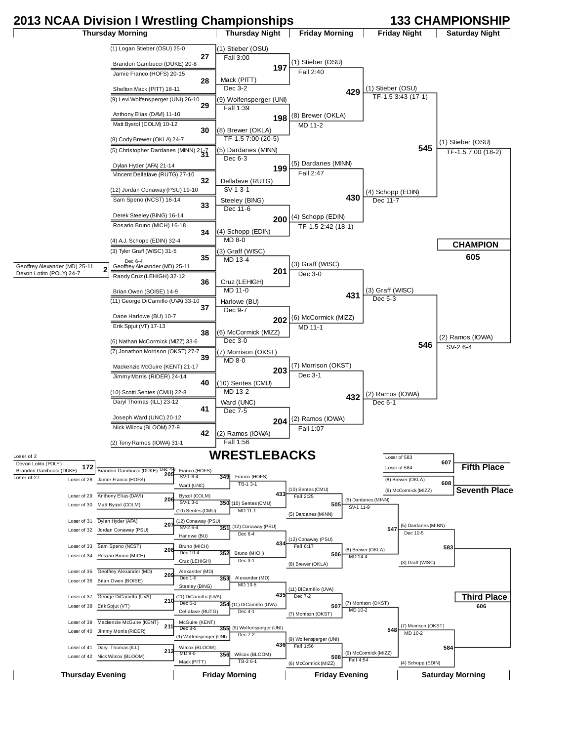# 2013 NCAA Division I Wrestling Championships

## 133 CHAMPIONSHIP

### Championship Bracket

**Thursday Morning (First Round)**

| Bout | Wrestler 1 | Wrestler 2 | Winner / Result |
|---|---|---|---|
| 27 | (1) Logan Stieber (OSU) 25-0 | Brandon Gambucci (DUKE) 20-8 | (1) Stieber (OSU) Fall 3:00 |
| 28 | Jamie Franco (HOFS) 20-15 | Shelton Mack (PITT) 18-11 | Mack (PITT) Dec 3-2 |
| 29 | (9) Levi Wolfensperger (UNI) 26-10 | Anthony Elias (DAV) 11-10 | (9) Wolfensperger (UNI) Fall 1:39 |
| 30 | Matt Bystol (COLM) 10-12 | (8) Cody Brewer (OKLA) 24-7 | (8) Brewer (OKLA) TF-1.5 7:00 (20-5) |
| 31 | (5) Christopher Dardanes (MINN) 21-7 | Dylan Hyder (AFA) 21-14 | (5) Dardanes (MINN) Dec 6-3 |
| 32 | Vincent Dellafave (RUTG) 27-10 | (12) Jordan Conaway (PSU) 19-10 | Dellafave (RUTG) SV-1 3-1 |
| 33 | Sam Speno (NCST) 16-14 | Derek Steeley (BING) 16-14 | Steeley (BING) Dec 11-6 |
| 34 | Rosario Bruno (MICH) 16-18 | (4) A.J. Schopp (EDIN) 32-4 | (4) Schopp (EDIN) MD 8-0 |
| 35 | (3) Tyler Graff (WISC) 31-5 | Geoffrey Alexander (MD) 25-11 | (3) Graff (WISC) MD 13-4 |
| 36 | Randy Cruz (LEHIGH) 32-12 | Brian Owen (BOISE) 14-9 | Cruz (LEHIGH) MD 11-0 |
| 37 | (11) George DiCamillo (UVA) 33-10 | Dane Harlowe (BU) 10-7 | Harlowe (BU) Dec 9-7 |
| 38 | Erik Spjut (VT) 17-13 | (6) Nathan McCormick (MIZZ) 33-6 | (6) McCormick (MIZZ) Dec 3-0 |
| 39 | (7) Jonathon Morrison (OKST) 27-7 | Mackenzie McGuire (KENT) 21-17 | (7) Morrison (OKST) MD 8-0 |
| 40 | Jimmy Morris (RIDER) 24-14 | (10) Scotti Sentes (CMU) 22-8 | (10) Sentes (CMU) MD 13-2 |
| 41 | Daryl Thomas (ILL) 23-12 | Joseph Ward (UNC) 20-12 | Ward (UNC) Dec 7-5 |
| 42 | Nick Wilcox (BLOOM) 27-9 | (2) Tony Ramos (IOWA) 31-1 | (2) Ramos (IOWA) Fall 1:56 |

Pigtail bout 2: Geoffrey Alexander (MD) 25-11 vs. Devon Lotito (POLY) 24-7 — Geoffrey Alexander (MD) 25-11, Dec 6-4

**Thursday Night (Second Round)**

| Bout | Winner / Result |
|---|---|
| 197 | (1) Stieber (OSU) Fall 2:40 |
| 198 | (8) Brewer (OKLA) MD 11-2 |
| 199 | (5) Dardanes (MINN) Fall 2:47 |
| 200 | (4) Schopp (EDIN) TF-1.5 2:42 (18-1) |
| 201 | (3) Graff (WISC) Dec 3-0 |
| 202 | (6) McCormick (MIZZ) MD 11-1 |
| 203 | (7) Morrison (OKST) Dec 3-1 |
| 204 | (2) Ramos (IOWA) Fall 1:07 |

**Friday Morning (Quarterfinals)**

| Bout | Winner / Result |
|---|---|
| 429 | (1) Stieber (OSU) TF-1.5 3:43 (17-1) |
| 430 | (4) Schopp (EDIN) Dec 11-7 |
| 431 | (3) Graff (WISC) Dec 5-3 |
| 432 | (2) Ramos (IOWA) Dec 6-1 |

**Friday Night (Semifinals)**

| Bout | Winner / Result |
|---|---|
| 545 | (1) Stieber (OSU) TF-1.5 7:00 (18-2) |
| 546 | (2) Ramos (IOWA) SV-2 6-4 |

**Saturday Night**

CHAMPION — 605

## WRESTLEBACKS

**Thursday Evening**

| Bout | Wrestler 1 | Wrestler 2 | Winner / Result |
|---|---|---|---|
| 172 | Loser of 2: Devon Lotito (POLY) | Loser of 27: Brandon Gambucci (DUKE) | Brandon Gambucci (DUKE) Dec 4-3 |
| 205 | Brandon Gambucci (DUKE) | Loser of 28: Jamie Franco (HOFS) | Franco (HOFS) SV-1 6-4 |
| 206 | Loser of 29: Anthony Elias (DAVI) | Loser of 30: Matt Bystol (COLM) | Bystol (COLM) SV-1 3-1 |
| 207 | Loser of 31: Dylan Hyder (AFA) | Loser of 32: Jordan Conaway (PSU) | (12) Conaway (PSU) SV-2 6-4 |
| 208 | Loser of 33: Sam Speno (NCST) | Loser of 34: Rosario Bruno (MICH) | Bruno (MICH) Dec 10-4 |
| 209 | Loser of 35: Geoffrey Alexander (MD) | Loser of 36: Brian Owen (BOISE) | Alexander (MD) Dec 1-0 |
| 210 | Loser of 37: George DiCamillo (UVA) | Loser of 38: Erik Spjut (VT) | (11) DiCamillo (UVA) Dec 6-1 |
| 211 | Loser of 39: Mackenzie McGuire (KENT) | Loser of 40: Jimmy Morris (RIDER) | McGuire (KENT) Dec 8-5 |
| 212 | Loser of 41: Daryl Thomas (ILL) | Loser of 42: Nick Wilcox (BLOOM) | Wilcox (BLOOM) MD 8-0 |

**Friday Morning**

| Bout | Wrestler 1 | Wrestler 2 | Winner / Result |
|---|---|---|---|
| 349 | Franco (HOFS) | Ward (UNC) | Franco (HOFS) TB-1 3-1 |
| 350 | Bystol (COLM) | (10) Sentes (CMU) | (10) Sentes (CMU) MD 11-1 |
| 351 | (12) Conaway (PSU) | Harlowe (BU) | (12) Conaway (PSU) Dec 6-4 |
| 352 | Bruno (MICH) | Cruz (LEHIGH) | Bruno (MICH) Dec 3-1 |
| 353 | Alexander (MD) | Steeley (BING) | Alexander (MD) MD 13-5 |
| 354 | (11) DiCamillo (UVA) | Dellafave (RUTG) | (11) DiCamillo (UVA) Dec 4-1 |
| 355 | McGuire (KENT) | (9) Wolfensperger (UNI) | (9) Wolfensperger (UNI) Dec 7-2 |
| 356 | Wilcox (BLOOM) | Mack (PITT) | Wilcox (BLOOM) TB-3 6-1 |

**Friday Evening**

| Bout | Wrestler 1 | Wrestler 2 | Winner / Result |
|---|---|---|---|
| 433 | Franco (HOFS) | (10) Sentes (CMU) | (10) Sentes (CMU) Fall 2:25 |
| 434 | (12) Conaway (PSU) | Bruno (MICH) | (12) Conaway (PSU) Fall 6:17 |
| 435 | Alexander (MD) | (11) DiCamillo (UVA) | (11) DiCamillo (UVA) Dec 7-2 |
| 436 | (9) Wolfensperger (UNI) | Wilcox (BLOOM) | (9) Wolfensperger (UNI) Fall 1:56 |
| 505 | (10) Sentes (CMU) | (5) Dardanes (MINN) | (5) Dardanes (MINN) SV-1 11-9 |
| 506 | (12) Conaway (PSU) | (8) Brewer (OKLA) | (8) Brewer (OKLA) MD 14-4 |
| 507 | (11) DiCamillo (UVA) | (7) Morrison (OKST) | (7) Morrison (OKST) MD 10-2 |
| 508 | (9) Wolfensperger (UNI) | (6) McCormick (MIZZ) | (6) McCormick (MIZZ) Fall 4:54 |

**Saturday Morning**

| Bout | Wrestler 1 | Wrestler 2 | Winner / Result |
|---|---|---|---|
| 547 | (5) Dardanes (MINN) | (8) Brewer (OKLA) | (5) Dardanes (MINN) Dec 10-5 |
| 548 | (7) Morrison (OKST) | (6) McCormick (MIZZ) | (7) Morrison (OKST) MD 10-2 |
| 583 | (5) Dardanes (MINN) | (3) Graff (WISC) | |
| 584 | (7) Morrison (OKST) | (4) Schopp (EDIN) | |

### Placement Bouts

| Bout | Wrestler 1 | Wrestler 2 | Place |
|---|---|---|---|
| 607 | Loser of 583 | Loser of 584 | Fifth Place |
| 608 | (8) Brewer (OKLA) | (6) McCormick (MIZZ) | Seventh Place |
| 606 | Winner of 583 | Winner of 584 | Third Place |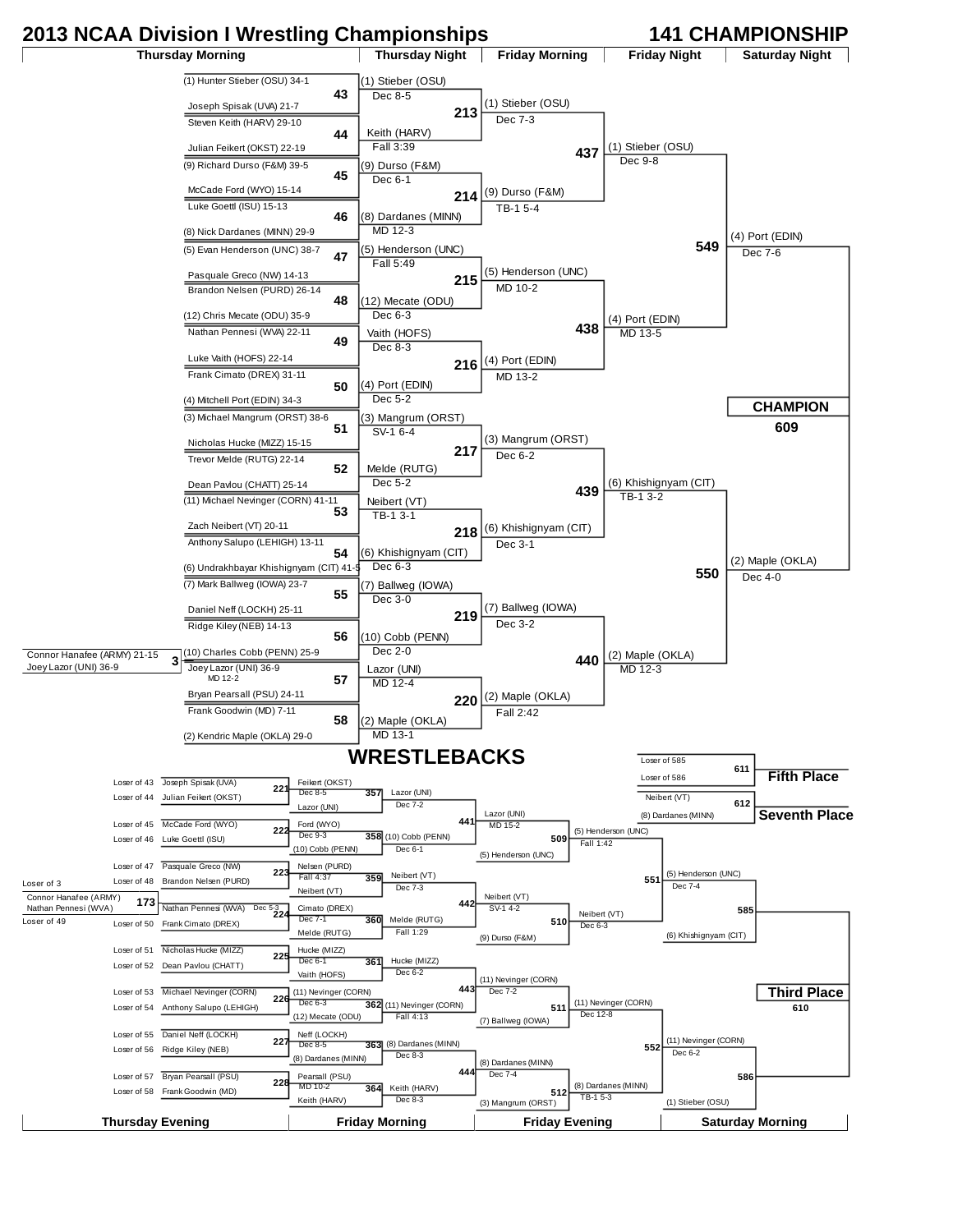# 2013 NCAA Division I Wrestling Championships

## 141 CHAMPIONSHIP

### Championship Bracket

**Pigtail (Bout 3):** Connor Hanafee (ARMY) 21-15 vs Joey Lazor (UNI) 36-9 — Lazor, MD 12-2

| Bout | Thursday Morning | Thursday Night |
|---|---|---|
| 43 | (1) Hunter Stieber (OSU) 34-1 vs Joseph Spisak (UVA) 21-7 | (1) Stieber (OSU) Dec 8-5 |
| 44 | Steven Keith (HARV) 29-10 vs Julian Feikert (OKST) 22-19 | Keith (HARV) Fall 3:39 |
| 45 | (9) Richard Durso (F&M) 39-5 vs McCade Ford (WYO) 15-14 | (9) Durso (F&M) Dec 6-1 |
| 46 | Luke Goettl (ISU) 15-13 vs (8) Nick Dardanes (MINN) 29-9 | (8) Dardanes (MINN) MD 12-3 |
| 47 | (5) Evan Henderson (UNC) 38-7 vs Pasquale Greco (NW) 14-13 | (5) Henderson (UNC) Fall 5:49 |
| 48 | Brandon Nelsen (PURD) 26-14 vs (12) Chris Mecate (ODU) 35-9 | (12) Mecate (ODU) Dec 6-3 |
| 49 | Nathan Pennesi (WVA) 22-11 vs Luke Vaith (HOFS) 22-14 | Vaith (HOFS) Dec 8-3 |
| 50 | Frank Cimato (DREX) 31-11 vs (4) Mitchell Port (EDIN) 34-3 | (4) Port (EDIN) Dec 5-2 |
| 51 | (3) Michael Mangrum (ORST) 38-6 vs Nicholas Hucke (MIZZ) 15-15 | (3) Mangrum (ORST) SV-1 6-4 |
| 52 | Trevor Melde (RUTG) 22-14 vs Dean Pavlou (CHATT) 25-14 | Melde (RUTG) Dec 5-2 |
| 53 | (11) Michael Nevinger (CORN) 41-11 vs Zach Neibert (VT) 20-11 | Neibert (VT) TB-1 3-1 |
| 54 | Anthony Salupo (LEHIGH) 13-11 vs (6) Undrakhbayar Khishignyam (CIT) 41-5 | (6) Khishignyam (CIT) Dec 6-3 |
| 55 | (7) Mark Ballweg (IOWA) 23-7 vs Daniel Neff (LOCKH) 25-11 | (7) Ballweg (IOWA) Dec 3-0 |
| 56 | Ridge Kiley (NEB) 14-13 vs (10) Charles Cobb (PENN) 25-9 | (10) Cobb (PENN) Dec 2-0 |
| 57 | Joey Lazor (UNI) 36-9 vs Bryan Pearsall (PSU) 24-11 | Lazor (UNI) MD 12-4 |
| 58 | Frank Goodwin (MD) 7-11 vs (2) Kendric Maple (OKLA) 29-0 | (2) Maple (OKLA) MD 13-1 |

| Bout | Friday Morning (Quarterfinals) |
|---|---|
| 213 | (1) Stieber (OSU) Dec 7-3 |
| 214 | (9) Durso (F&M) TB-1 5-4 |
| 215 | (5) Henderson (UNC) MD 10-2 |
| 216 | (4) Port (EDIN) MD 13-2 |
| 217 | (3) Mangrum (ORST) Dec 6-2 |
| 218 | (6) Khishignyam (CIT) Dec 3-1 |
| 219 | (7) Ballweg (IOWA) Dec 3-2 |
| 220 | (2) Maple (OKLA) Fall 2:42 |

| Bout | Friday Night (Semifinals) |
|---|---|
| 437 | (1) Stieber (OSU) Dec 9-8 |
| 438 | (4) Port (EDIN) MD 13-5 |
| 439 | (6) Khishignyam (CIT) TB-1 3-2 |
| 440 | (2) Maple (OKLA) MD 12-3 |

| Bout | Saturday Night (Finals) |
|---|---|
| 549 | (4) Port (EDIN) Dec 7-6 |
| 550 | (2) Maple (OKLA) Dec 4-0 |

**CHAMPION** — 609

## WRESTLEBACKS

**Bout 173:** Loser of 3 Connor Hanafee (ARMY) vs Loser of 49 Nathan Pennesi (WVA) — Pennesi, Dec 5-3

| Bout | Thursday Evening | Result |
|---|---|---|
| 221 | Loser of 43 Joseph Spisak (UVA) vs Loser of 44 Julian Feikert (OKST) | Feikert (OKST) Dec 8-5 |
| 222 | Loser of 45 McCade Ford (WYO) vs Loser of 46 Luke Goettl (ISU) | Ford (WYO) Dec 9-3 |
| 223 | Loser of 47 Pasquale Greco (NW) vs Loser of 48 Brandon Nelsen (PURD) | Nelsen (PURD) Fall 4:37 |
| 224 | Nathan Pennesi (WVA) vs Loser of 50 Frank Cimato (DREX) | Cimato (DREX) Dec 7-1 |
| 225 | Loser of 51 Nicholas Hucke (MIZZ) vs Loser of 52 Dean Pavlou (CHATT) | Hucke (MIZZ) Dec 6-1 |
| 226 | Loser of 53 Michael Nevinger (CORN) vs Loser of 54 Anthony Salupo (LEHIGH) | (11) Nevinger (CORN) Dec 6-3 |
| 227 | Loser of 55 Daniel Neff (LOCKH) vs Loser of 56 Ridge Kiley (NEB) | Neff (LOCKH) Dec 8-5 |
| 228 | Loser of 57 Bryan Pearsall (PSU) vs Loser of 58 Frank Goodwin (MD) | Pearsall (PSU) MD 10-2 |

| Bout | Friday Morning | Result |
|---|---|---|
| 357 | Feikert (OKST) vs Lazor (UNI) | Lazor (UNI) Dec 7-2 |
| 358 | Ford (WYO) vs (10) Cobb (PENN) | (10) Cobb (PENN) Dec 6-1 |
| 359 | Nelsen (PURD) vs Neibert (VT) | Neibert (VT) Dec 7-3 |
| 360 | Cimato (DREX) vs Melde (RUTG) | Melde (RUTG) Fall 1:29 |
| 361 | Hucke (MIZZ) vs Vaith (HOFS) | Hucke (MIZZ) Dec 6-2 |
| 362 | (11) Nevinger (CORN) vs (12) Mecate (ODU) | (11) Nevinger (CORN) Fall 4:13 |
| 363 | Neff (LOCKH) vs (8) Dardanes (MINN) | (8) Dardanes (MINN) Dec 8-3 |
| 364 | Pearsall (PSU) vs Keith (HARV) | Keith (HARV) Dec 8-3 |

| Bout | Friday Evening | Result |
|---|---|---|
| 441 | Lazor (UNI) vs (10) Cobb (PENN) | Lazor (UNI) MD 15-2 |
| 442 | Neibert (VT) vs Melde (RUTG) | Neibert (VT) SV-1 4-2 |
| 443 | Hucke (MIZZ) vs (11) Nevinger (CORN) | (11) Nevinger (CORN) Dec 7-2 |
| 444 | (8) Dardanes (MINN) vs Keith (HARV) | (8) Dardanes (MINN) Dec 7-4 |
| 509 | Lazor (UNI) vs (5) Henderson (UNC) | (5) Henderson (UNC) Fall 1:42 |
| 510 | Neibert (VT) vs (9) Durso (F&M) | Neibert (VT) Dec 6-3 |
| 511 | (11) Nevinger (CORN) vs (7) Ballweg (IOWA) | (11) Nevinger (CORN) Dec 12-8 |
| 512 | (8) Dardanes (MINN) vs (3) Mangrum (ORST) | (8) Dardanes (MINN) TB-1 5-3 |

| Bout | Saturday Morning | Result |
|---|---|---|
| 551 | (5) Henderson (UNC) vs Neibert (VT) | (5) Henderson (UNC) Dec 7-4 |
| 552 | (11) Nevinger (CORN) vs (8) Dardanes (MINN) | (11) Nevinger (CORN) Dec 6-2 |
| 585 | (5) Henderson (UNC) vs (6) Khishignyam (CIT) | |
| 586 | (11) Nevinger (CORN) vs (1) Stieber (OSU) | |

### Placement Bouts

| Bout | Place | Competitors |
|---|---|---|
| 611 | Fifth Place | Loser of 585 vs Loser of 586 |
| 612 | Seventh Place | Neibert (VT) vs (8) Dardanes (MINN) |
| 610 | Third Place | Winner of 585 vs Winner of 586 |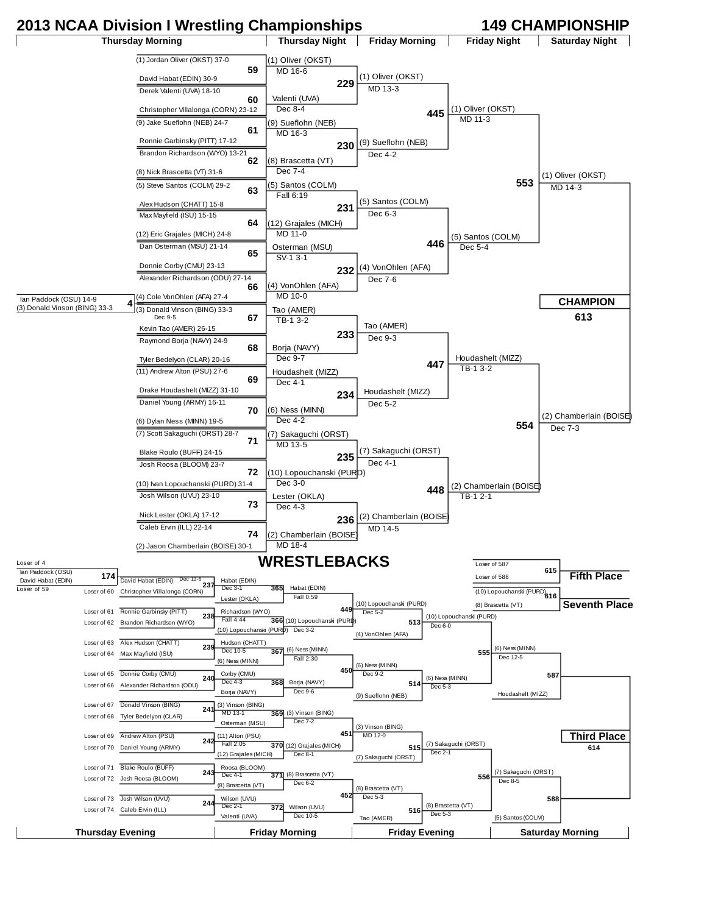# 2013 NCAA Division I Wrestling Championships

## 149 CHAMPIONSHIP

### Championship Bracket

**Pigtail**

| Bout | Wrestlers | Winner | Result |
|---|---|---|---|
| 4 | Ian Paddock (OSU) 14-9 vs (3) Donald Vinson (BING) 33-3 | (3) Donald Vinson (BING) | Dec 9-5 |

**Thursday Morning**

| Bout | Wrestler 1 | Wrestler 2 | Winner | Result |
|---|---|---|---|---|
| 59 | (1) Jordan Oliver (OKST) 37-0 | David Habat (EDIN) 30-9 | (1) Oliver (OKST) | MD 16-6 |
| 60 | Derek Valenti (UVA) 18-10 | Christopher Villalonga (CORN) 23-12 | Valenti (UVA) | Dec 8-4 |
| 61 | (9) Jake Sueflohn (NEB) 24-7 | Ronnie Garbinsky (PITT) 17-12 | (9) Sueflohn (NEB) | MD 16-3 |
| 62 | Brandon Richardson (WYO) 13-21 | (8) Nick Brascetta (VT) 31-6 | (8) Brascetta (VT) | Dec 7-4 |
| 63 | (5) Steve Santos (COLM) 29-2 | Alex Hudson (CHATT) 15-8 | (5) Santos (COLM) | Fall 6:19 |
| 64 | Max Mayfield (ISU) 15-15 | (12) Eric Grajales (MICH) 24-8 | (12) Grajales (MICH) | MD 11-0 |
| 65 | Dan Osterman (MSU) 21-14 | Donnie Corby (CMU) 23-13 | Osterman (MSU) | SV-1 3-1 |
| 66 | Alexander Richardson (ODU) 27-14 | (4) Cole VonOhlen (AFA) 27-4 | (4) VonOhlen (AFA) | MD 10-0 |
| 67 | (3) Donald Vinson (BING) 33-3 | Kevin Tao (AMER) 26-15 | Tao (AMER) | TB-1 3-2 |
| 68 | Raymond Borja (NAVY) 24-9 | Tyler Bedelyon (CLAR) 20-16 | Borja (NAVY) | Dec 9-7 |
| 69 | (11) Andrew Alton (PSU) 27-6 | Drake Houdashelt (MIZZ) 31-10 | Houdashelt (MIZZ) | Dec 4-1 |
| 70 | Daniel Young (ARMY) 16-11 | (6) Dylan Ness (MINN) 19-5 | (6) Ness (MINN) | Dec 4-2 |
| 71 | (7) Scott Sakaguchi (ORST) 28-7 | Blake Roulo (BUFF) 24-15 | (7) Sakaguchi (ORST) | MD 13-5 |
| 72 | Josh Roosa (BLOOM) 23-7 | (10) Ivan Lopouchanski (PURD) 31-4 | (10) Lopouchanski (PURD) | Dec 3-0 |
| 73 | Josh Wilson (UVU) 23-10 | Nick Lester (OKLA) 17-12 | Lester (OKLA) | Dec 4-3 |
| 74 | Caleb Ervin (ILL) 22-14 | (2) Jason Chamberlain (BOISE) 30-1 | (2) Chamberlain (BOISE) | MD 18-4 |

**Thursday Night**

| Bout | Winner | Result |
|---|---|---|
| 229 | (1) Oliver (OKST) | MD 13-3 |
| 230 | (9) Sueflohn (NEB) | Dec 4-2 |
| 231 | (5) Santos (COLM) | Dec 6-3 |
| 232 | (4) VonOhlen (AFA) | Dec 7-6 |
| 233 | Tao (AMER) | Dec 9-3 |
| 234 | Houdashelt (MIZZ) | Dec 5-2 |
| 235 | (7) Sakaguchi (ORST) | Dec 4-1 |
| 236 | (2) Chamberlain (BOISE) | MD 14-5 |

**Friday Morning**

| Bout | Winner | Result |
|---|---|---|
| 445 | (1) Oliver (OKST) | MD 11-3 |
| 446 | (5) Santos (COLM) | Dec 5-4 |
| 447 | Houdashelt (MIZZ) | TB-1 3-2 |
| 448 | (2) Chamberlain (BOISE) | TB-1 2-1 |

**Friday Night**

| Bout | Winner | Result |
|---|---|---|
| 553 | (1) Oliver (OKST) | MD 14-3 |
| 554 | (2) Chamberlain (BOISE) | Dec 7-3 |

**Saturday Night**

| Bout | Result |
|---|---|
| 613 | CHAMPION |

## WRESTLEBACKS

**Thursday Evening**

| Bout | Wrestler 1 | Wrestler 2 | Winner | Result |
|---|---|---|---|---|
| 174 | Loser of 4: Ian Paddock (OSU) | Loser of 59: David Habat (EDIN) | David Habat (EDIN) | Dec 13-6 |
| 237 | David Habat (EDIN) | Loser of 60: Christopher Villalonga (CORN) | Habat (EDIN) | Dec 3-1 |
| 238 | Loser of 61: Ronnie Garbinsky (PITT) | Loser of 62: Brandon Richardson (WYO) | Richardson (WYO) | Fall 4:44 |
| 239 | Loser of 63: Alex Hudson (CHATT) | Loser of 64: Max Mayfield (ISU) | Hudson (CHATT) | Dec 10-5 |
| 240 | Loser of 65: Donnie Corby (CMU) | Loser of 66: Alexander Richardson (ODU) | Corby (CMU) | Dec 4-3 |
| 241 | Loser of 67: Donald Vinson (BING) | Loser of 68: Tyler Bedelyon (CLAR) | (3) Vinson (BING) | MD 13-1 |
| 242 | Loser of 69: Andrew Alton (PSU) | Loser of 70: Daniel Young (ARMY) | (11) Alton (PSU) | Fall 2:05 |
| 243 | Loser of 71: Blake Roulo (BUFF) | Loser of 72: Josh Roosa (BLOOM) | Roosa (BLOOM) | Dec 4-1 |
| 244 | Loser of 73: Josh Wilson (UVU) | Loser of 74: Caleb Ervin (ILL) | Wilson (UVU) | Dec 2-1 |

**Friday Morning**

| Bout | Wrestler 1 | Wrestler 2 | Winner | Result |
|---|---|---|---|---|
| 365 | Habat (EDIN) | Lester (OKLA) | Habat (EDIN) | Fall 0:59 |
| 366 | Richardson (WYO) | (10) Lopouchanski (PURD) | (10) Lopouchanski (PURD) | Dec 3-2 |
| 367 | Hudson (CHATT) | (6) Ness (MINN) | (6) Ness (MINN) | Fall 2:30 |
| 368 | Corby (CMU) | Borja (NAVY) | Borja (NAVY) | Dec 9-6 |
| 369 | (3) Vinson (BING) | Osterman (MSU) | (3) Vinson (BING) | Dec 7-2 |
| 370 | (11) Alton (PSU) | (12) Grajales (MICH) | (12) Grajales (MICH) | Dec 8-1 |
| 371 | Roosa (BLOOM) | (8) Brascetta (VT) | (8) Brascetta (VT) | Dec 6-2 |
| 372 | Wilson (UVU) | Valenti (UVA) | Wilson (UVU) | Dec 10-5 |

**Friday Evening**

| Bout | Wrestler 1 | Wrestler 2 | Winner | Result |
|---|---|---|---|---|
| 449 | Habat (EDIN) | (10) Lopouchanski (PURD) | (10) Lopouchanski (PURD) | Dec 5-2 |
| 450 | (6) Ness (MINN) | Borja (NAVY) | (6) Ness (MINN) | Dec 9-2 |
| 451 | (3) Vinson (BING) | (12) Grajales (MICH) | (3) Vinson (BING) | MD 12-0 |
| 452 | (8) Brascetta (VT) | Wilson (UVU) | (8) Brascetta (VT) | Dec 5-3 |
| 513 | (10) Lopouchanski (PURD) | (4) VonOhlen (AFA) | (10) Lopouchanski (PURD) | Dec 6-0 |
| 514 | (6) Ness (MINN) | (9) Sueflohn (NEB) | (6) Ness (MINN) | Dec 5-3 |
| 515 | (3) Vinson (BING) | (7) Sakaguchi (ORST) | (7) Sakaguchi (ORST) | Dec 2-1 |
| 516 | (8) Brascetta (VT) | Tao (AMER) | (8) Brascetta (VT) | Dec 5-3 |

**Saturday Morning**

| Bout | Wrestler 1 | Wrestler 2 | Winner | Result |
|---|---|---|---|---|
| 555 | (10) Lopouchanski (PURD) | (6) Ness (MINN) | (6) Ness (MINN) | Dec 12-5 |
| 556 | (7) Sakaguchi (ORST) | (8) Brascetta (VT) | (7) Sakaguchi (ORST) | Dec 8-5 |
| 587 | (6) Ness (MINN) | Houdashelt (MIZZ) | | |
| 588 | (7) Sakaguchi (ORST) | (5) Santos (COLM) | | |

**Placement Matches**

| Bout | Place | Wrestlers |
|---|---|---|
| 615 | Fifth Place | Loser of 587 vs Loser of 588 |
| 616 | Seventh Place | (10) Lopouchanski (PURD) vs (8) Brascetta (VT) |
| 614 | Third Place | Winner of 587 vs Winner of 588 |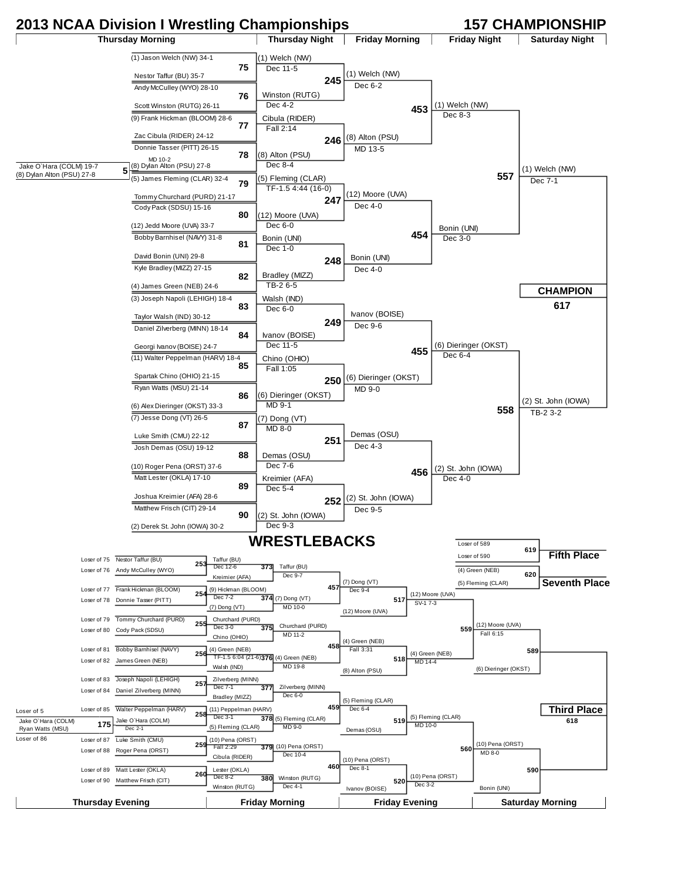# 2013 NCAA Division I Wrestling Championships

## 157 CHAMPIONSHIP

### Championship Bracket

**Pigtail (Bout 5):** Jake O'Hara (COLM) 19-7 vs (8) Dylan Alton (PSU) 27-8 — (8) Dylan Alton (PSU) 27-8, MD 10-2

**Thursday Morning**

| Bout | Wrestler 1 | Wrestler 2 |
|---|---|---|
| 75 | (1) Jason Welch (NW) 34-1 | Nestor Taffur (BU) 35-7 |
| 76 | Andy McCulley (WYO) 28-10 | Scott Winston (RUTG) 26-11 |
| 77 | (9) Frank Hickman (BLOOM) 28-6 | Zac Cibula (RIDER) 24-12 |
| 78 | Donnie Tasser (PITT) 26-15 | (8) Dylan Alton (PSU) 27-8 |
| 79 | (5) James Fleming (CLAR) 32-4 | Tommy Churchard (PURD) 21-17 |
| 80 | Cody Pack (SDSU) 15-16 | (12) Jedd Moore (UVA) 33-7 |
| 81 | Bobby Barnhisel (NAVY) 31-8 | David Bonin (UNI) 29-8 |
| 82 | Kyle Bradley (MIZZ) 27-15 | (4) James Green (NEB) 24-6 |
| 83 | (3) Joseph Napoli (LEHIGH) 18-4 | Taylor Walsh (IND) 30-12 |
| 84 | Daniel Zilverberg (MINN) 18-14 | Georgi Ivanov (BOISE) 24-7 |
| 85 | (11) Walter Peppelman (HARV) 18-4 | Spartak Chino (OHIO) 21-15 |
| 86 | Ryan Watts (MSU) 21-14 | (6) Alex Dieringer (OKST) 33-3 |
| 87 | (7) Jesse Dong (VT) 26-5 | Luke Smith (CMU) 22-12 |
| 88 | Josh Demas (OSU) 19-12 | (10) Roger Pena (ORST) 37-6 |
| 89 | Matt Lester (OKLA) 17-10 | Joshua Kreimier (AFA) 28-6 |
| 90 | Matthew Frisch (CIT) 29-14 | (2) Derek St. John (IOWA) 30-2 |

**Thursday Night**

| Bout | Winner | Result |
|---|---|---|
| 75 | (1) Welch (NW) | Dec 11-5 |
| 76 | Winston (RUTG) | Dec 4-2 |
| 77 | Cibula (RIDER) | Fall 2:14 |
| 78 | (8) Alton (PSU) | Dec 8-4 |
| 79 | (5) Fleming (CLAR) | TF-1.5 4:44 (16-0) |
| 80 | (12) Moore (UVA) | Dec 6-0 |
| 81 | Bonin (UNI) | Dec 1-0 |
| 82 | Bradley (MIZZ) | TB-2 6-5 |
| 83 | Walsh (IND) | Dec 6-0 |
| 84 | Ivanov (BOISE) | Dec 11-5 |
| 85 | Chino (OHIO) | Fall 1:05 |
| 86 | (6) Dieringer (OKST) | MD 9-1 |
| 87 | (7) Dong (VT) | MD 8-0 |
| 88 | Demas (OSU) | Dec 7-6 |
| 89 | Kreimier (AFA) | Dec 5-4 |
| 90 | (2) St. John (IOWA) | Dec 9-3 |

**Friday Morning**

| Bout | Winner | Result |
|---|---|---|
| 245 | (1) Welch (NW) | Dec 6-2 |
| 246 | (8) Alton (PSU) | MD 13-5 |
| 247 | (12) Moore (UVA) | Dec 4-0 |
| 248 | Bonin (UNI) | Dec 4-0 |
| 249 | Ivanov (BOISE) | Dec 9-6 |
| 250 | (6) Dieringer (OKST) | MD 9-0 |
| 251 | Demas (OSU) | Dec 4-3 |
| 252 | (2) St. John (IOWA) | Dec 9-5 |

**Friday Night**

| Bout | Winner | Result |
|---|---|---|
| 453 | (1) Welch (NW) | Dec 8-3 |
| 454 | Bonin (UNI) | Dec 3-0 |
| 455 | (6) Dieringer (OKST) | Dec 6-4 |
| 456 | (2) St. John (IOWA) | Dec 4-0 |

**Saturday Night**

| Bout | Winner | Result |
|---|---|---|
| 557 | (1) Welch (NW) | Dec 7-1 |
| 558 | (2) St. John (IOWA) | TB-2 3-2 |

**CHAMPION** — Bout 617

## WRESTLEBACKS

**Thursday Evening**

| Bout | Wrestler 1 | Wrestler 2 |
|---|---|---|
| 175 | Jake O'Hara (COLM) (Loser of 5) | Ryan Watts (MSU) (Loser of 86) |
| 253 | Nestor Taffur (BU) (Loser of 75) | Andy McCulley (WYO) (Loser of 76) |
| 254 | Frank Hickman (BLOOM) (Loser of 77) | Donnie Tasser (PITT) (Loser of 78) |
| 255 | Tommy Churchard (PURD) (Loser of 79) | Cody Pack (SDSU) (Loser of 80) |
| 256 | Bobby Barnhisel (NAVY) (Loser of 81) | James Green (NEB) (Loser of 82) |
| 257 | Joseph Napoli (LEHIGH) (Loser of 83) | Daniel Zilverberg (MINN) (Loser of 84) |
| 258 | Walter Peppelman (HARV) (Loser of 85) | Jake O'Hara (COLM) |
| 259 | Luke Smith (CMU) (Loser of 87) | Roger Pena (ORST) (Loser of 88) |
| 260 | Matt Lester (OKLA) (Loser of 89) | Matthew Frisch (CIT) (Loser of 90) |

Bout 175 result: Jake O'Hara (COLM), Dec 2-1

**Friday Morning**

| Bout | Winner | Result | Opponent |
|---|---|---|---|
| 253 | Taffur (BU) | Dec 12-6 | |
| 254 | (9) Hickman (BLOOM) | Dec 7-2 | |
| 255 | Churchard (PURD) | Dec 3-0 | |
| 256 | (4) Green (NEB) | TF-1.5 6:04 (21-6) | |
| 257 | Zilverberg (MINN) | Dec 7-1 | |
| 258 | (11) Peppelman (HARV) | Dec 3-1 | |
| 259 | (10) Pena (ORST) | Fall 2:29 | |
| 260 | Lester (OKLA) | Dec 8-2 | |
| 373 | Taffur (BU) | Dec 9-7 | Kreimier (AFA) |
| 374 | (7) Dong (VT) | MD 10-0 | (9) Hickman (BLOOM) |
| 375 | Churchard (PURD) | MD 11-2 | Chino (OHIO) |
| 376 | (4) Green (NEB) | MD 19-8 | Walsh (IND) |
| 377 | Zilverberg (MINN) | Dec 6-0 | Bradley (MIZZ) |
| 378 | (5) Fleming (CLAR) | MD 9-0 | (11) Peppelman (HARV) |
| 379 | (10) Pena (ORST) | Dec 10-4 | Cibula (RIDER) |
| 380 | Winston (RUTG) | Dec 4-1 | Lester (OKLA) |

**Friday Evening**

| Bout | Winner | Result | Opponent |
|---|---|---|---|
| 457 | (7) Dong (VT) | Dec 9-4 | Taffur (BU) |
| 458 | (4) Green (NEB) | Fall 3:31 | Churchard (PURD) |
| 459 | (5) Fleming (CLAR) | Dec 6-4 | Zilverberg (MINN) |
| 460 | (10) Pena (ORST) | Dec 8-1 | Winston (RUTG) |
| 517 | (12) Moore (UVA) | SV-1 7-3 | (7) Dong (VT) |
| 518 | (4) Green (NEB) | MD 14-4 | (8) Alton (PSU) |
| 519 | (5) Fleming (CLAR) | MD 10-0 | Demas (OSU) |
| 520 | (10) Pena (ORST) | Dec 3-2 | Ivanov (BOISE) |

**Saturday Morning**

| Bout | Winner | Result | Opponent |
|---|---|---|---|
| 559 | (12) Moore (UVA) | Fall 6:15 | (4) Green (NEB) |
| 560 | (10) Pena (ORST) | MD 8-0 | (5) Fleming (CLAR) |
| 589 | | | (12) Moore (UVA) vs (6) Dieringer (OKST) |
| 590 | | | (10) Pena (ORST) vs Bonin (UNI) |

**Third Place** — Bout 618

**Fifth Place** — Bout 619: Loser of 589 vs Loser of 590

**Seventh Place** — Bout 620: (4) Green (NEB) vs (5) Fleming (CLAR)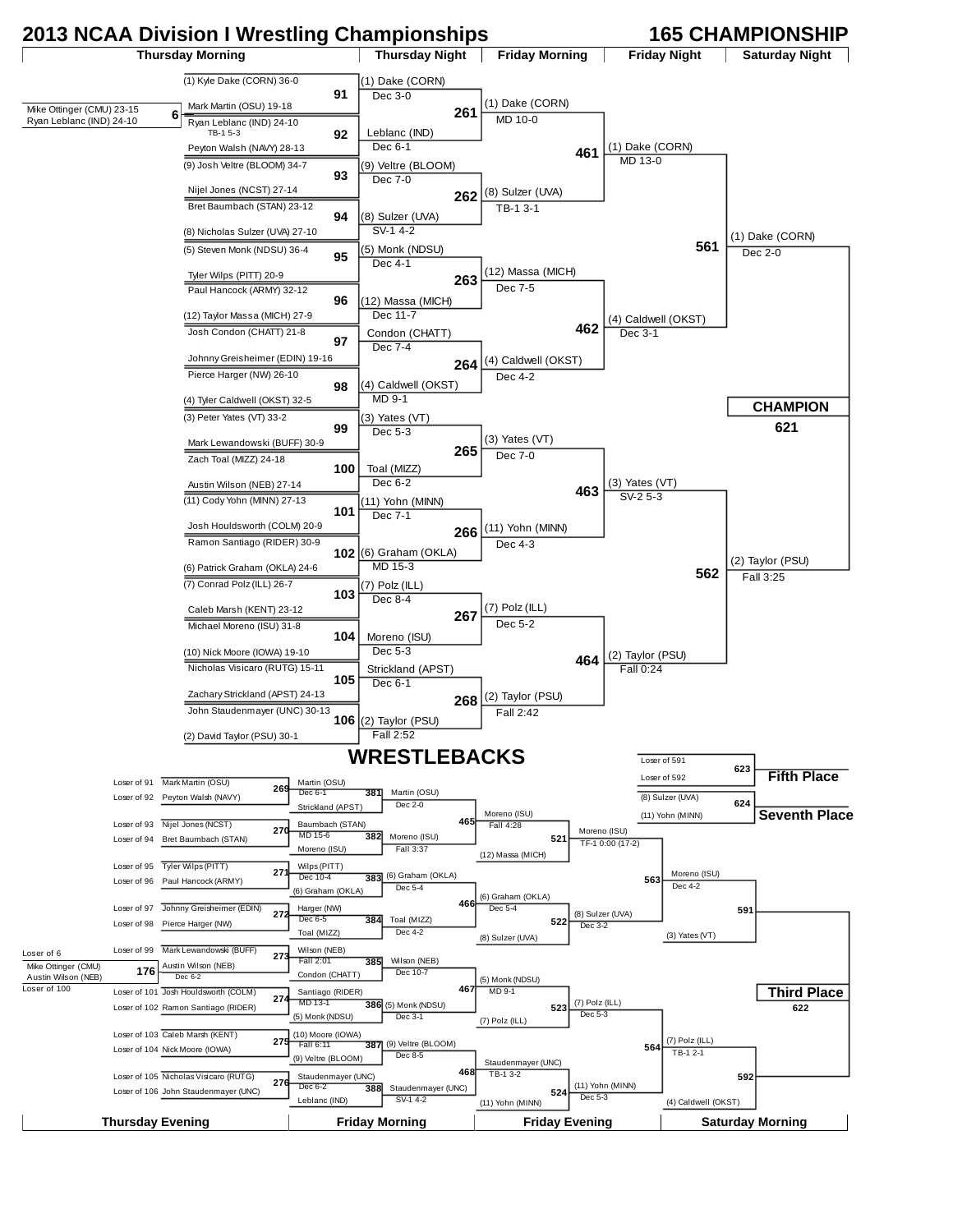# 2013 NCAA Division I Wrestling Championships

## 165 CHAMPIONSHIP

### Championship Bracket

**Thursday Morning (Pigtail)**

- Bout 6: Mike Ottinger (CMU) 23-15 vs Ryan Leblanc (IND) 24-10 — Ryan Leblanc (IND), TB-1 5-3

**Thursday Morning (First Round)**

| Bout | Wrestler 1 | Wrestler 2 | Winner | Result |
|---|---|---|---|---|
| 91 | (1) Kyle Dake (CORN) 36-0 | Mark Martin (OSU) 19-18 | (1) Dake (CORN) | Dec 3-0 |
| 92 | Ryan Leblanc (IND) 24-10 | Peyton Walsh (NAVY) 28-13 | Leblanc (IND) | Dec 6-1 |
| 93 | (9) Josh Veltre (BLOOM) 34-7 | Nijel Jones (NCST) 27-14 | (9) Veltre (BLOOM) | Dec 7-0 |
| 94 | Bret Baumbach (STAN) 23-12 | (8) Nicholas Sulzer (UVA) 27-10 | (8) Sulzer (UVA) | SV-1 4-2 |
| 95 | (5) Steven Monk (NDSU) 36-4 | Tyler Wilps (PITT) 20-9 | (5) Monk (NDSU) | Dec 4-1 |
| 96 | Paul Hancock (ARMY) 32-12 | (12) Taylor Massa (MICH) 27-9 | (12) Massa (MICH) | Dec 11-7 |
| 97 | Josh Condon (CHATT) 21-8 | Johnny Greisheimer (EDIN) 19-16 | Condon (CHATT) | Dec 7-4 |
| 98 | Pierce Harger (NW) 26-10 | (4) Tyler Caldwell (OKST) 32-5 | (4) Caldwell (OKST) | MD 9-1 |
| 99 | (3) Peter Yates (VT) 33-2 | Mark Lewandowski (BUFF) 30-9 | (3) Yates (VT) | Dec 5-3 |
| 100 | Zach Toal (MIZZ) 24-18 | Austin Wilson (NEB) 27-14 | Toal (MIZZ) | Dec 6-2 |
| 101 | (11) Cody Yohn (MINN) 27-13 | Josh Houldsworth (COLM) 20-9 | (11) Yohn (MINN) | Dec 7-1 |
| 102 | Ramon Santiago (RIDER) 30-9 | (6) Patrick Graham (OKLA) 24-6 | (6) Graham (OKLA) | MD 15-3 |
| 103 | (7) Conrad Polz (ILL) 26-7 | Caleb Marsh (KENT) 23-12 | (7) Polz (ILL) | Dec 8-4 |
| 104 | Michael Moreno (ISU) 31-8 | (10) Nick Moore (IOWA) 19-10 | Moreno (ISU) | Dec 5-3 |
| 105 | Nicholas Visicaro (RUTG) 15-11 | Zachary Strickland (APST) 24-13 | Strickland (APST) | Dec 6-1 |
| 106 | John Staudenmayer (UNC) 30-13 | (2) David Taylor (PSU) 30-1 | (2) Taylor (PSU) | Fall 2:52 |

**Thursday Night**

| Bout | Winner | Result |
|---|---|---|
| 261 | (1) Dake (CORN) | MD 10-0 |
| 262 | (8) Sulzer (UVA) | TB-1 3-1 |
| 263 | (12) Massa (MICH) | Dec 7-5 |
| 264 | (4) Caldwell (OKST) | Dec 4-2 |
| 265 | (3) Yates (VT) | Dec 7-0 |
| 266 | (11) Yohn (MINN) | Dec 4-3 |
| 267 | (7) Polz (ILL) | Dec 5-2 |
| 268 | (2) Taylor (PSU) | Fall 2:42 |

**Friday Morning (Quarterfinals)**

| Bout | Winner | Result |
|---|---|---|
| 461 | (1) Dake (CORN) | MD 13-0 |
| 462 | (4) Caldwell (OKST) | Dec 3-1 |
| 463 | (3) Yates (VT) | SV-2 5-3 |
| 464 | (2) Taylor (PSU) | Fall 0:24 |

**Friday Night (Semifinals)**

| Bout | Winner | Result |
|---|---|---|
| 561 | (1) Dake (CORN) | Dec 2-0 |
| 562 | (2) Taylor (PSU) | Fall 3:25 |

**Saturday Night**

**CHAMPION** — 621

## WRESTLEBACKS

**Thursday Evening**

| Bout | Wrestler 1 | Wrestler 2 | Winner | Result |
|---|---|---|---|---|
| 269 | Loser of 91: Mark Martin (OSU) | Loser of 92: Peyton Walsh (NAVY) | Martin (OSU) | Dec 6-1 |
| 270 | Loser of 93: Nijel Jones (NCST) | Loser of 94: Bret Baumbach (STAN) | Baumbach (STAN) | MD 15-6 |
| 271 | Loser of 95: Tyler Wilps (PITT) | Loser of 96: Paul Hancock (ARMY) | Wilps (PITT) | Dec 10-4 |
| 272 | Loser of 97: Johnny Greisheimer (EDIN) | Loser of 98: Pierce Harger (NW) | Harger (NW) | Dec 6-5 |
| 176 | Loser of 6: Mike Ottinger (CMU) | Loser of 100: Austin Wilson (NEB) | Austin Wilson (NEB) | Dec 6-2 |
| 273 | Loser of 99: Mark Lewandowski (BUFF) | Austin Wilson (NEB) | Wilson (NEB) | Fall 2:01 |
| 274 | Loser of 101: Josh Houldsworth (COLM) | Loser of 102: Ramon Santiago (RIDER) | Santiago (RIDER) | MD 13-1 |
| 275 | Loser of 103: Caleb Marsh (KENT) | Loser of 104: Nick Moore (IOWA) | (10) Moore (IOWA) | Fall 6:11 |
| 276 | Loser of 105: Nicholas Visicaro (RUTG) | Loser of 106: John Staudenmayer (UNC) | Staudenmayer (UNC) | Dec 6-2 |

**Friday Morning**

| Bout | Wrestler 1 | Wrestler 2 | Winner | Result |
|---|---|---|---|---|
| 381 | Martin (OSU) | Strickland (APST) | Martin (OSU) | Dec 2-0 |
| 382 | Baumbach (STAN) | Moreno (ISU) | Moreno (ISU) | Fall 3:37 |
| 383 | Wilps (PITT) | (6) Graham (OKLA) | (6) Graham (OKLA) | Dec 5-4 |
| 384 | Harger (NW) | Toal (MIZZ) | Toal (MIZZ) | Dec 4-2 |
| 385 | Wilson (NEB) | Condon (CHATT) | Wilson (NEB) | Dec 10-7 |
| 386 | Santiago (RIDER) | (5) Monk (NDSU) | (5) Monk (NDSU) | Dec 3-1 |
| 387 | (10) Moore (IOWA) | (9) Veltre (BLOOM) | (9) Veltre (BLOOM) | Dec 8-5 |
| 388 | Staudenmayer (UNC) | Leblanc (IND) | Staudenmayer (UNC) | SV-1 4-2 |

**Friday Evening**

| Bout | Wrestler 1 | Wrestler 2 | Winner | Result |
|---|---|---|---|---|
| 465 | Martin (OSU) | Moreno (ISU) | Moreno (ISU) | Fall 4:28 |
| 466 | (6) Graham (OKLA) | Toal (MIZZ) | (6) Graham (OKLA) | Dec 5-4 |
| 467 | Wilson (NEB) | (5) Monk (NDSU) | (5) Monk (NDSU) | MD 9-1 |
| 468 | (9) Veltre (BLOOM) | Staudenmayer (UNC) | Staudenmayer (UNC) | TB-1 3-2 |
| 521 | Moreno (ISU) | (12) Massa (MICH) | Moreno (ISU) | TF-1 0:00 (17-2) |
| 522 | (6) Graham (OKLA) | (8) Sulzer (UVA) | (8) Sulzer (UVA) | Dec 3-2 |
| 523 | (5) Monk (NDSU) | (7) Polz (ILL) | (7) Polz (ILL) | Dec 5-3 |
| 524 | Staudenmayer (UNC) | (11) Yohn (MINN) | (11) Yohn (MINN) | Dec 5-3 |

**Saturday Morning**

| Bout | Wrestler 1 | Wrestler 2 | Winner | Result |
|---|---|---|---|---|
| 563 | Moreno (ISU) | (8) Sulzer (UVA) | Moreno (ISU) | Dec 4-2 |
| 564 | (7) Polz (ILL) | (11) Yohn (MINN) | (7) Polz (ILL) | TB-1 2-1 |
| 591 | Moreno (ISU) | (3) Yates (VT) | | |
| 592 | (7) Polz (ILL) | (4) Caldwell (OKST) | | |

**Fifth Place** — 623: Loser of 591 vs Loser of 592

**Seventh Place** — 624: (8) Sulzer (UVA) vs (11) Yohn (MINN)

**Third Place** — 622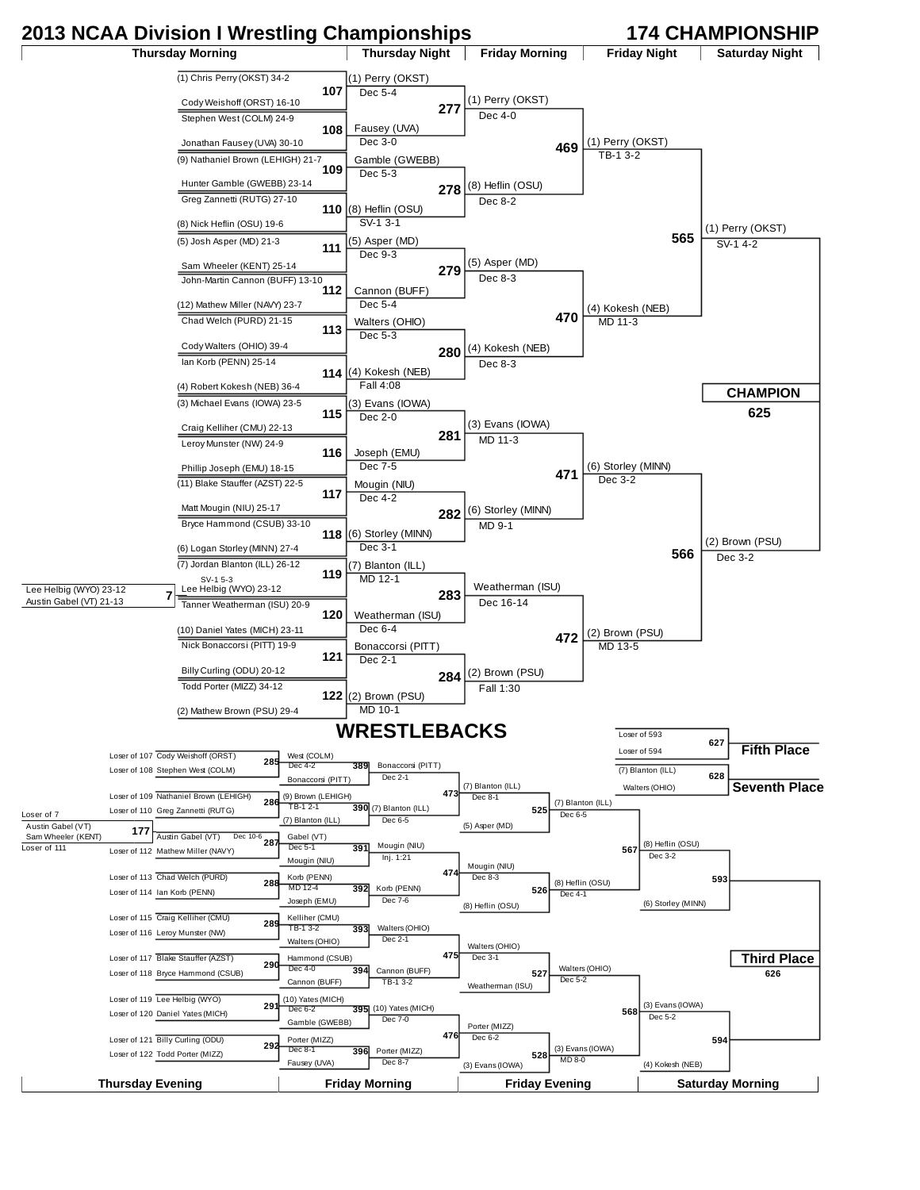# 2013 NCAA Division I Wrestling Championships

## 174 CHAMPIONSHIP

### Championship Bracket

**Thursday Morning**

| Bout | Wrestler 1 | Wrestler 2 | Winner | Result |
|---|---|---|---|---|
| 7 | Lee Helbig (WYO) 23-12 | Austin Gabel (VT) 21-13 | Lee Helbig (WYO) 23-12 | SV-1 5-3 |
| 107 | (1) Chris Perry (OKST) 34-2 | Cody Weishoff (ORST) 16-10 | (1) Perry (OKST) | Dec 5-4 |
| 108 | Stephen West (COLM) 24-9 | Jonathan Fausey (UVA) 30-10 | Fausey (UVA) | Dec 3-0 |
| 109 | (9) Nathaniel Brown (LEHIGH) 21-7 | Hunter Gamble (GWEBB) 23-14 | Gamble (GWEBB) | Dec 5-3 |
| 110 | Greg Zannetti (RUTG) 27-10 | (8) Nick Heflin (OSU) 19-6 | (8) Heflin (OSU) | SV-1 3-1 |
| 111 | (5) Josh Asper (MD) 21-3 | Sam Wheeler (KENT) 25-14 | (5) Asper (MD) | Dec 9-3 |
| 112 | John-Martin Cannon (BUFF) 13-10 | (12) Mathew Miller (NAVY) 23-7 | Cannon (BUFF) | Dec 5-4 |
| 113 | Chad Welch (PURD) 21-15 | Cody Walters (OHIO) 39-4 | Walters (OHIO) | Dec 5-3 |
| 114 | Ian Korb (PENN) 25-14 | (4) Robert Kokesh (NEB) 36-4 | (4) Kokesh (NEB) | Fall 4:08 |
| 115 | (3) Michael Evans (IOWA) 23-5 | Craig Kelliher (CMU) 22-13 | (3) Evans (IOWA) | Dec 2-0 |
| 116 | Leroy Munster (NW) 24-9 | Phillip Joseph (EMU) 18-15 | Joseph (EMU) | Dec 7-5 |
| 117 | (11) Blake Stauffer (AZST) 22-5 | Matt Mougin (NIU) 25-17 | Mougin (NIU) | Dec 4-2 |
| 118 | Bryce Hammond (CSUB) 33-10 | (6) Logan Storley (MINN) 27-4 | (6) Storley (MINN) | Dec 3-1 |
| 119 | (7) Jordan Blanton (ILL) 26-12 | Lee Helbig (WYO) 23-12 | (7) Blanton (ILL) | MD 12-1 |
| 120 | Tanner Weatherman (ISU) 20-9 | (10) Daniel Yates (MICH) 23-11 | Weatherman (ISU) | Dec 6-4 |
| 121 | Nick Bonaccorsi (PITT) 19-9 | Billy Curling (ODU) 20-12 | Bonaccorsi (PITT) | Dec 2-1 |
| 122 | Todd Porter (MIZZ) 34-12 | (2) Mathew Brown (PSU) 29-4 | (2) Brown (PSU) | MD 10-1 |

**Friday Morning**

| Bout | Winner | Result |
|---|---|---|
| 277 | (1) Perry (OKST) | Dec 4-0 |
| 278 | (8) Heflin (OSU) | Dec 8-2 |
| 279 | (5) Asper (MD) | Dec 8-3 |
| 280 | (4) Kokesh (NEB) | Dec 8-3 |
| 281 | (3) Evans (IOWA) | MD 11-3 |
| 282 | (6) Storley (MINN) | MD 9-1 |
| 283 | Weatherman (ISU) | Dec 16-14 |
| 284 | (2) Brown (PSU) | Fall 1:30 |

**Friday Night**

| Bout | Winner | Result |
|---|---|---|
| 469 | (1) Perry (OKST) | TB-1 3-2 |
| 470 | (4) Kokesh (NEB) | MD 11-3 |
| 471 | (6) Storley (MINN) | Dec 3-2 |
| 472 | (2) Brown (PSU) | MD 13-5 |

**Saturday Night**

| Bout | Winner | Result |
|---|---|---|
| 565 | (1) Perry (OKST) | SV-1 4-2 |
| 566 | (2) Brown (PSU) | Dec 3-2 |

**CHAMPION** — 625

## WRESTLEBACKS

**Thursday Evening**

| Bout | Wrestler 1 | Wrestler 2 | Winner | Result |
|---|---|---|---|---|
| 177 | Loser of 7: Austin Gabel (VT) | Loser of 111: Sam Wheeler (KENT) | Austin Gabel (VT) | |
| 285 | Loser of 107: Cody Weishoff (ORST) | Loser of 108: Stephen West (COLM) | West (COLM) | Dec 4-2 |
| 286 | Loser of 109: Nathaniel Brown (LEHIGH) | Loser of 110: Greg Zannetti (RUTG) | (9) Brown (LEHIGH) | TB-1 2-1 |
| 287 | Austin Gabel (VT) | Loser of 112: Mathew Miller (NAVY) | Gabel (VT) | Dec 10-6 |
| 288 | Loser of 113: Chad Welch (PURD) | Loser of 114: Ian Korb (PENN) | Korb (PENN) | MD 12-4 |
| 289 | Loser of 115: Craig Kelliher (CMU) | Loser of 116: Leroy Munster (NW) | Kelliher (CMU) | TB-1 3-2 |
| 290 | Loser of 117: Blake Stauffer (AZST) | Loser of 118: Bryce Hammond (CSUB) | Hammond (CSUB) | Dec 4-0 |
| 291 | Loser of 119: Lee Helbig (WYO) | Loser of 120: Daniel Yates (MICH) | (10) Yates (MICH) | Dec 6-2 |
| 292 | Loser of 121: Billy Curling (ODU) | Loser of 122: Todd Porter (MIZZ) | Porter (MIZZ) | Dec 8-1 |

**Friday Morning**

| Bout | Wrestler 1 | Wrestler 2 | Winner | Result |
|---|---|---|---|---|
| 389 | West (COLM) | Bonaccorsi (PITT) | Bonaccorsi (PITT) | Dec 2-1 |
| 390 | (9) Brown (LEHIGH) | (7) Blanton (ILL) | (7) Blanton (ILL) | Dec 6-5 |
| 391 | Gabel (VT) | Mougin (NIU) | Mougin (NIU) | Inj. 1:21 |
| 392 | Korb (PENN) | Joseph (EMU) | Korb (PENN) | Dec 7-6 |
| 393 | Kelliher (CMU) | Walters (OHIO) | Walters (OHIO) | Dec 2-1 |
| 394 | Hammond (CSUB) | Cannon (BUFF) | Cannon (BUFF) | TB-1 3-2 |
| 395 | (10) Yates (MICH) | Gamble (GWEBB) | (10) Yates (MICH) | Dec 7-0 |
| 396 | Porter (MIZZ) | Fausey (UVA) | Porter (MIZZ) | Dec 8-7 |

**Friday Evening**

| Bout | Wrestler 1 | Wrestler 2 | Winner | Result |
|---|---|---|---|---|
| 473 | Bonaccorsi (PITT) / (7) Blanton (ILL) | | (7) Blanton (ILL) | Dec 8-1 |
| 474 | Mougin (NIU) / Korb (PENN) | | Mougin (NIU) | Dec 8-3 |
| 475 | Walters (OHIO) / Cannon (BUFF) | | Walters (OHIO) | Dec 3-1 |
| 476 | (10) Yates (MICH) / Porter (MIZZ) | | Porter (MIZZ) | Dec 6-2 |
| 525 | (7) Blanton (ILL) | (5) Asper (MD) | (7) Blanton (ILL) | Dec 6-5 |
| 526 | Mougin (NIU) | (8) Heflin (OSU) | (8) Heflin (OSU) | Dec 4-1 |
| 527 | Walters (OHIO) | Weatherman (ISU) | Walters (OHIO) | Dec 5-2 |
| 528 | Porter (MIZZ) | (3) Evans (IOWA) | (3) Evans (IOWA) | MD 8-0 |

**Saturday Morning**

| Bout | Wrestler 1 | Wrestler 2 | Winner | Result |
|---|---|---|---|---|
| 567 | (7) Blanton (ILL) | (8) Heflin (OSU) | (8) Heflin (OSU) | Dec 3-2 |
| 568 | Walters (OHIO) | (3) Evans (IOWA) | (3) Evans (IOWA) | Dec 5-2 |
| 593 | (8) Heflin (OSU) | (6) Storley (MINN) | | |
| 594 | (3) Evans (IOWA) | (4) Kokesh (NEB) | | |

**Third Place** — 626

**Fifth Place** — 627: Loser of 593 vs. Loser of 594

**Seventh Place** — 628: (7) Blanton (ILL) vs. Walters (OHIO)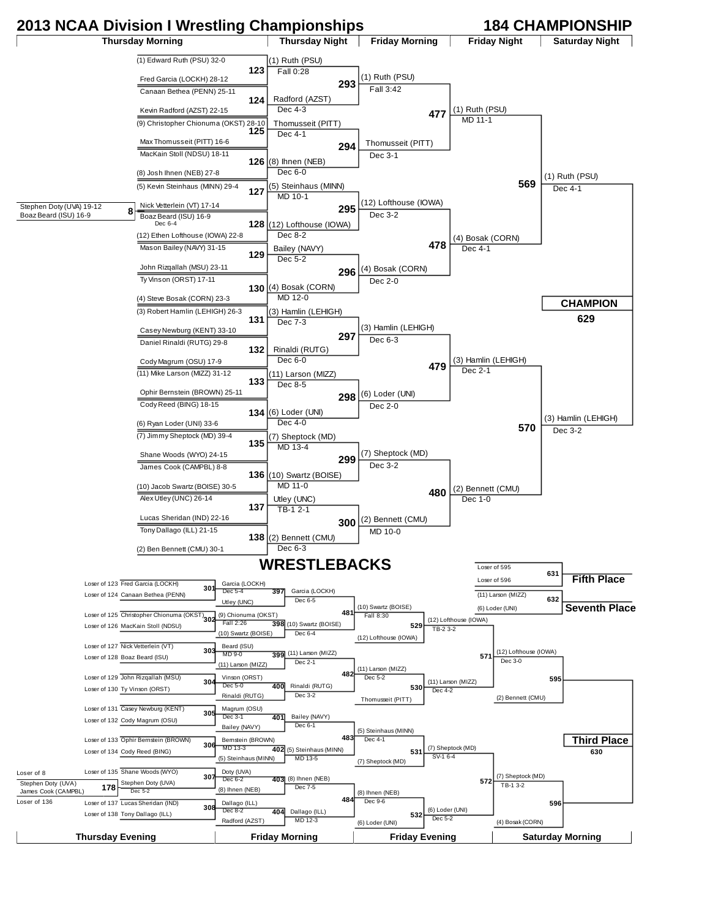# 2013 NCAA Division I Wrestling Championships

## 184 CHAMPIONSHIP

### Championship Bracket

**Thursday Morning**

| Bout | Wrestler 1 | Wrestler 2 | Winner | Result |
|---|---|---|---|---|
| 123 | (1) Edward Ruth (PSU) 32-0 | Fred Garcia (LOCKH) 28-12 | (1) Ruth (PSU) | Fall 0:28 |
| 124 | Canaan Bethea (PENN) 25-11 | Kevin Radford (AZST) 22-15 | Radford (AZST) | Dec 4-3 |
| 125 | (9) Christopher Chionuma (OKST) 28-10 | Max Thomusseit (PITT) 16-6 | Thomusseit (PITT) | Dec 4-1 |
| 126 | MacKain Stoll (NDSU) 18-11 | (8) Josh Ihnen (NEB) 27-8 | (8) Ihnen (NEB) | Dec 6-0 |
| 127 | (5) Kevin Steinhaus (MINN) 29-4 | Nick Vetterlein (VT) 17-14 | (5) Steinhaus (MINN) | MD 10-1 |
| 128 | Boaz Beard (ISU) 16-9 | (12) Ethen Lofthouse (IOWA) 22-8 | (12) Lofthouse (IOWA) | Dec 8-2 |
| 129 | Mason Bailey (NAVY) 31-15 | John Rizqallah (MSU) 23-11 | Bailey (NAVY) | Dec 5-2 |
| 130 | Ty Vinson (ORST) 17-11 | (4) Steve Bosak (CORN) 23-3 | (4) Bosak (CORN) | MD 12-0 |
| 131 | (3) Robert Hamlin (LEHIGH) 26-3 | Casey Newburg (KENT) 33-10 | (3) Hamlin (LEHIGH) | Dec 7-3 |
| 132 | Daniel Rinaldi (RUTG) 29-8 | Cody Magrum (OSU) 17-9 | Rinaldi (RUTG) | Dec 6-0 |
| 133 | (11) Mike Larson (MIZZ) 31-12 | Ophir Bernstein (BROWN) 25-11 | (11) Larson (MIZZ) | Dec 8-5 |
| 134 | Cody Reed (BING) 18-15 | (6) Ryan Loder (UNI) 33-6 | (6) Loder (UNI) | Dec 4-0 |
| 135 | (7) Jimmy Sheptock (MD) 39-4 | Shane Woods (WYO) 24-15 | (7) Sheptock (MD) | MD 13-4 |
| 136 | James Cook (CAMPBL) 8-8 | (10) Jacob Swartz (BOISE) 30-5 | (10) Swartz (BOISE) | MD 11-0 |
| 137 | Alex Utley (UNC) 26-14 | Lucas Sheridan (IND) 22-16 | Utley (UNC) | TB-1 2-1 |
| 138 | Tony Dallago (ILL) 21-15 | (2) Ben Bennett (CMU) 30-1 | (2) Bennett (CMU) | Dec 6-3 |

Pigtail bout 8: Stephen Doty (UVA) 19-12 vs. Boaz Beard (ISU) 16-9 — Boaz Beard (ISU), Dec 6-4

**Thursday Night**

| Bout | Winner | Result |
|---|---|---|
| 293 | (1) Ruth (PSU) | Fall 3:42 |
| 294 | Thomusseit (PITT) | Dec 3-1 |
| 295 | (12) Lofthouse (IOWA) | Dec 3-2 |
| 296 | (4) Bosak (CORN) | Dec 2-0 |
| 297 | (3) Hamlin (LEHIGH) | Dec 6-3 |
| 298 | (6) Loder (UNI) | Dec 2-0 |
| 299 | (7) Sheptock (MD) | Dec 3-2 |
| 300 | (2) Bennett (CMU) | MD 10-0 |

**Friday Morning**

| Bout | Winner | Result |
|---|---|---|
| 477 | (1) Ruth (PSU) | MD 11-1 |
| 478 | (4) Bosak (CORN) | Dec 4-1 |
| 479 | (3) Hamlin (LEHIGH) | Dec 2-1 |
| 480 | (2) Bennett (CMU) | Dec 1-0 |

**Friday Night**

| Bout | Winner | Result |
|---|---|---|
| 569 | (1) Ruth (PSU) | Dec 4-1 |
| 570 | (3) Hamlin (LEHIGH) | Dec 3-2 |

**Saturday Night**

**CHAMPION** — 629

## WRESTLEBACKS

**Thursday Evening**

| Bout | Wrestler 1 | Wrestler 2 | Winner | Result |
|---|---|---|---|---|
| 301 | Loser of 123 Fred Garcia (LOCKH) | Loser of 124 Canaan Bethea (PENN) | Garcia (LOCKH) | Dec 5-4 |
| 302 | Loser of 125 Christopher Chionuma (OKST) | Loser of 126 MacKain Stoll (NDSU) | (9) Chionuma (OKST) | Fall 2:26 |
| 303 | Loser of 127 Nick Vetterlein (VT) | Loser of 128 Boaz Beard (ISU) | Beard (ISU) | MD 9-0 |
| 304 | Loser of 129 John Rizqallah (MSU) | Loser of 130 Ty Vinson (ORST) | Vinson (ORST) | Dec 5-0 |
| 305 | Loser of 131 Casey Newburg (KENT) | Loser of 132 Cody Magrum (OSU) | Magrum (OSU) | Dec 3-1 |
| 306 | Loser of 133 Ophir Bernstein (BROWN) | Loser of 134 Cody Reed (BING) | Bernstein (BROWN) | MD 13-3 |
| 307 | Loser of 135 Shane Woods (WYO) | Stephen Doty (UVA) | Doty (UVA) | Dec 6-2 |
| 308 | Loser of 137 Lucas Sheridan (IND) | Loser of 138 Tony Dallago (ILL) | Dallago (ILL) | Dec 8-2 |

Bout 178: Loser of 8 Stephen Doty (UVA) vs. Loser of 136 James Cook (CAMPBL) — Stephen Doty (UVA), Dec 5-2

**Friday Morning**

| Bout | Wrestler 1 | Wrestler 2 | Winner | Result |
|---|---|---|---|---|
| 397 | Garcia (LOCKH) | Utley (UNC) | Garcia (LOCKH) | Dec 6-5 |
| 398 | (9) Chionuma (OKST) | (10) Swartz (BOISE) | (10) Swartz (BOISE) | Dec 6-4 |
| 399 | Beard (ISU) | (11) Larson (MIZZ) | (11) Larson (MIZZ) | Dec 2-1 |
| 400 | Vinson (ORST) | Rinaldi (RUTG) | Rinaldi (RUTG) | Dec 3-2 |
| 401 | Magrum (OSU) | Bailey (NAVY) | Bailey (NAVY) | Dec 6-1 |
| 402 | Bernstein (BROWN) | (5) Steinhaus (MINN) | (5) Steinhaus (MINN) | MD 13-5 |
| 403 | Doty (UVA) | (8) Ihnen (NEB) | (8) Ihnen (NEB) | Dec 7-5 |
| 404 | Dallago (ILL) | Radford (AZST) | Dallago (ILL) | MD 12-3 |

| Bout | Wrestler 1 | Wrestler 2 | Winner | Result |
|---|---|---|---|---|
| 481 | Garcia (LOCKH) | (10) Swartz (BOISE) | (10) Swartz (BOISE) | Fall 8:30 |
| 482 | (11) Larson (MIZZ) | Rinaldi (RUTG) | (11) Larson (MIZZ) | Dec 5-2 |
| 483 | Bailey (NAVY) | (5) Steinhaus (MINN) | (5) Steinhaus (MINN) | Dec 4-1 |
| 484 | (8) Ihnen (NEB) | Dallago (ILL) | (8) Ihnen (NEB) | Dec 9-6 |

**Friday Evening**

| Bout | Wrestler 1 | Wrestler 2 | Winner | Result |
|---|---|---|---|---|
| 529 | (10) Swartz (BOISE) | (12) Lofthouse (IOWA) | (12) Lofthouse (IOWA) | TB-2 3-2 |
| 530 | (11) Larson (MIZZ) | Thomusseit (PITT) | (11) Larson (MIZZ) | Dec 4-2 |
| 531 | (5) Steinhaus (MINN) | (7) Sheptock (MD) | (7) Sheptock (MD) | SV-1 6-4 |
| 532 | (8) Ihnen (NEB) | (6) Loder (UNI) | (6) Loder (UNI) | Dec 5-2 |

| Bout | Wrestler 1 | Wrestler 2 | Winner | Result |
|---|---|---|---|---|
| 571 | (12) Lofthouse (IOWA) | (11) Larson (MIZZ) | (12) Lofthouse (IOWA) | Dec 3-0 |
| 572 | (7) Sheptock (MD) | (6) Loder (UNI) | (7) Sheptock (MD) | TB-1 3-2 |

**Saturday Morning**

| Bout | Wrestler 1 | Wrestler 2 |
|---|---|---|
| 595 | (12) Lofthouse (IOWA) | (2) Bennett (CMU) |
| 596 | (7) Sheptock (MD) | (4) Bosak (CORN) |

**Third Place** — 630

**Fifth Place** — 631: Loser of 595 vs. Loser of 596

**Seventh Place** — 632: (11) Larson (MIZZ) vs. (6) Loder (UNI)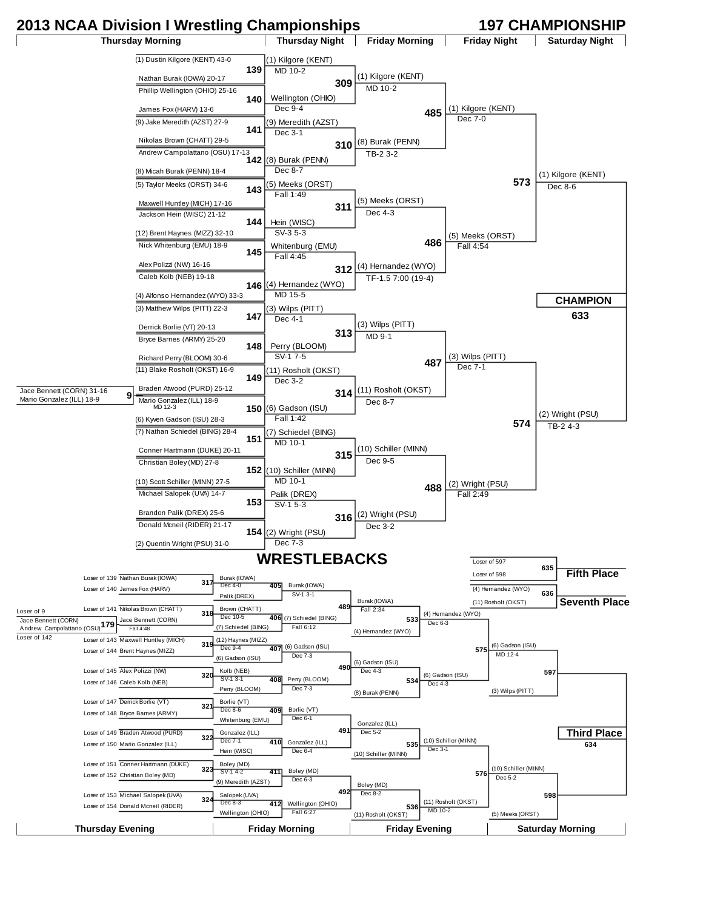# 2013 NCAA Division I Wrestling Championships

## 197 CHAMPIONSHIP

### Championship Bracket

**Pigtail (Bout 9):** Jace Bennett (CORN) 31-16 vs Mario Gonzalez (ILL) 18-9 — Winner: Mario Gonzalez (ILL) 18-9, MD 12-3

**Thursday Morning → Thursday Night**

| Bout | Wrestlers | Winner | Result |
|---|---|---|---|
| 139 | (1) Dustin Kilgore (KENT) 43-0 vs Nathan Burak (IOWA) 20-17 | (1) Kilgore (KENT) | MD 10-2 |
| 140 | Phillip Wellington (OHIO) 25-16 vs James Fox (HARV) 13-6 | Wellington (OHIO) | Dec 9-4 |
| 141 | (9) Jake Meredith (AZST) 27-9 vs Nikolas Brown (CHATT) 29-5 | (9) Meredith (AZST) | Dec 3-1 |
| 142 | Andrew Campolattano (OSU) 17-13 vs (8) Micah Burak (PENN) 18-4 | (8) Burak (PENN) | Dec 8-7 |
| 143 | (5) Taylor Meeks (ORST) 34-6 vs Maxwell Huntley (MICH) 17-16 | (5) Meeks (ORST) | Fall 1:49 |
| 144 | Jackson Hein (WISC) 21-12 vs (12) Brent Haynes (MIZZ) 32-10 | Hein (WISC) | SV-3 5-3 |
| 145 | Nick Whitenburg (EMU) 18-9 vs Alex Polizzi (NW) 16-16 | Whitenburg (EMU) | Fall 4:45 |
| 146 | Caleb Kolb (NEB) 19-18 vs (4) Alfonso Hernandez (WYO) 33-3 | (4) Hernandez (WYO) | MD 15-5 |
| 147 | (3) Matthew Wilps (PITT) 22-3 vs Derrick Borlie (VT) 20-13 | (3) Wilps (PITT) | Dec 4-1 |
| 148 | Bryce Barnes (ARMY) 25-20 vs Richard Perry (BLOOM) 30-6 | Perry (BLOOM) | SV-1 7-5 |
| 149 | (11) Blake Rosholt (OKST) 16-9 vs Braden Atwood (PURD) 25-12 | (11) Rosholt (OKST) | Dec 3-2 |
| 150 | Mario Gonzalez (ILL) 18-9 vs (6) Kyven Gadson (ISU) 28-3 | (6) Gadson (ISU) | Fall 1:42 |
| 151 | (7) Nathan Schiedel (BING) 28-4 vs Conner Hartmann (DUKE) 20-11 | (7) Schiedel (BING) | MD 10-1 |
| 152 | Christian Boley (MD) 27-8 vs (10) Scott Schiller (MINN) 27-5 | (10) Schiller (MINN) | MD 10-1 |
| 153 | Michael Salopek (UVA) 14-7 vs Brandon Palik (DREX) 25-6 | Palik (DREX) | SV-1 5-3 |
| 154 | Donald Mcneil (RIDER) 21-17 vs (2) Quentin Wright (PSU) 31-0 | (2) Wright (PSU) | Dec 7-3 |

**Friday Morning**

| Bout | Winner | Result |
|---|---|---|
| 309 | (1) Kilgore (KENT) | MD 10-2 |
| 310 | (8) Burak (PENN) | TB-2 3-2 |
| 311 | (5) Meeks (ORST) | Dec 4-3 |
| 312 | (4) Hernandez (WYO) | TF-1.5 7:00 (19-4) |
| 313 | (3) Wilps (PITT) | MD 9-1 |
| 314 | (11) Rosholt (OKST) | Dec 8-7 |
| 315 | (10) Schiller (MINN) | Dec 9-5 |
| 316 | (2) Wright (PSU) | Dec 3-2 |

**Friday Night**

| Bout | Winner | Result |
|---|---|---|
| 485 | (1) Kilgore (KENT) | Dec 7-0 |
| 486 | (5) Meeks (ORST) | Fall 4:54 |
| 487 | (3) Wilps (PITT) | Dec 7-1 |
| 488 | (2) Wright (PSU) | Fall 2:49 |

**Saturday Night**

| Bout | Winner | Result |
|---|---|---|
| 573 | (1) Kilgore (KENT) | Dec 8-6 |
| 574 | (2) Wright (PSU) | TB-2 4-3 |

**CHAMPION — 633**

## WRESTLEBACKS

**Thursday Evening**

| Bout | Wrestlers | Winner | Result |
|---|---|---|---|
| 179 | Loser of 9 (Jace Bennett (CORN)) vs Loser of 142 (Andrew Campolattano (OSU)) | Jace Bennett (CORN) | Fall 4:48 |
| 317 | Loser of 139 Nathan Burak (IOWA) vs Loser of 140 James Fox (HARV) | Burak (IOWA) | Dec 4-0 |
| 318 | Loser of 141 Nikolas Brown (CHATT) vs Jace Bennett (CORN) | Brown (CHATT) | Dec 10-5 |
| 319 | Loser of 143 Maxwell Huntley (MICH) vs Loser of 144 Brent Haynes (MIZZ) | (12) Haynes (MIZZ) | Dec 9-4 |
| 320 | Loser of 145 Alex Polizzi (NW) vs Loser of 146 Caleb Kolb (NEB) | Kolb (NEB) | SV-1 3-1 |
| 321 | Loser of 147 Derrick Borlie (VT) vs Loser of 148 Bryce Barnes (ARMY) | Borlie (VT) | Dec 8-6 |
| 322 | Loser of 149 Braden Atwood (PURD) vs Loser of 150 Mario Gonzalez (ILL) | Gonzalez (ILL) | Dec 7-1 |
| 323 | Loser of 151 Conner Hartmann (DUKE) vs Loser of 152 Christian Boley (MD) | Boley (MD) | SV-1 4-2 |
| 324 | Loser of 153 Michael Salopek (UVA) vs Loser of 154 Donald Mcneil (RIDER) | Salopek (UVA) | Dec 8-3 |

**Friday Morning**

| Bout | Wrestlers | Winner | Result |
|---|---|---|---|
| 405 | Burak (IOWA) vs Palik (DREX) | Burak (IOWA) | SV-1 3-1 |
| 406 | Brown (CHATT) vs (7) Schiedel (BING) | (7) Schiedel (BING) | Fall 6:12 |
| 407 | (12) Haynes (MIZZ) vs (6) Gadson (ISU) | (6) Gadson (ISU) | Dec 7-3 |
| 408 | Kolb (NEB) vs Perry (BLOOM) | Perry (BLOOM) | Dec 7-3 |
| 409 | Borlie (VT) vs Whitenburg (EMU) | Borlie (VT) | Dec 6-1 |
| 410 | Gonzalez (ILL) vs Hein (WISC) | Gonzalez (ILL) | Dec 6-4 |
| 411 | Boley (MD) vs (9) Meredith (AZST) | Boley (MD) | Dec 6-3 |
| 412 | Salopek (UVA) vs Wellington (OHIO) | Wellington (OHIO) | Fall 6:27 |

**Friday Evening**

| Bout | Wrestlers | Winner | Result |
|---|---|---|---|
| 489 | Burak (IOWA) vs (7) Schiedel (BING) | Burak (IOWA) | Fall 2:34 |
| 490 | (6) Gadson (ISU) vs Perry (BLOOM) | (6) Gadson (ISU) | Dec 4-3 |
| 491 | Borlie (VT) vs Gonzalez (ILL) | Gonzalez (ILL) | Dec 5-2 |
| 492 | Boley (MD) vs Wellington (OHIO) | Boley (MD) | Dec 8-2 |
| 533 | Burak (IOWA) vs (4) Hernandez (WYO) | (4) Hernandez (WYO) | Dec 6-3 |
| 534 | (6) Gadson (ISU) vs (8) Burak (PENN) | (6) Gadson (ISU) | Dec 4-3 |
| 535 | Gonzalez (ILL) vs (10) Schiller (MINN) | (10) Schiller (MINN) | Dec 3-1 |
| 536 | Boley (MD) vs (11) Rosholt (OKST) | (11) Rosholt (OKST) | MD 10-2 |

**Saturday Morning**

| Bout | Wrestlers | Winner | Result |
|---|---|---|---|
| 575 | (4) Hernandez (WYO) vs (6) Gadson (ISU) | (6) Gadson (ISU) | MD 12-4 |
| 576 | (10) Schiller (MINN) vs (11) Rosholt (OKST) | (10) Schiller (MINN) | Dec 5-2 |
| 597 | (6) Gadson (ISU) vs (3) Wilps (PITT) | | |
| 598 | (10) Schiller (MINN) vs (5) Meeks (ORST) | | |

**Third Place — 634:** Winner of 597 vs Winner of 598

**Fifth Place — 635:** Loser of 597 vs Loser of 598

**Seventh Place — 636:** (4) Hernandez (WYO) vs (11) Rosholt (OKST)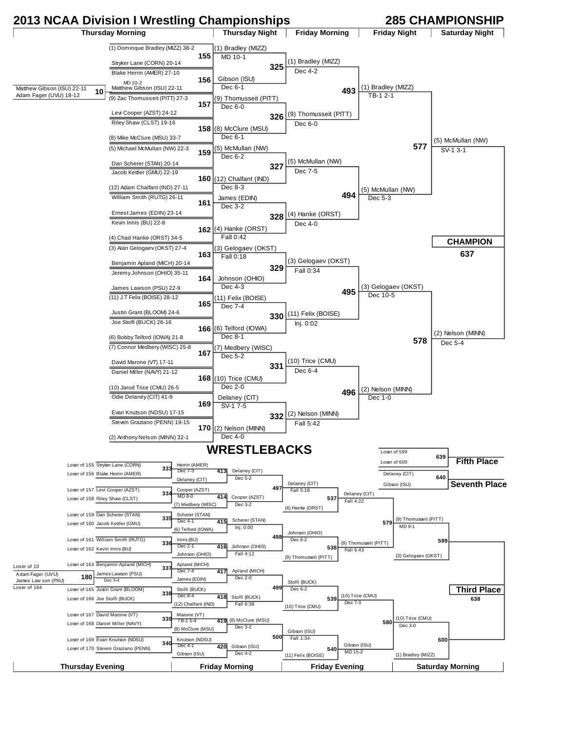# 2013 NCAA Division I Wrestling Championships

## 285 CHAMPIONSHIP

**Thursday Morning** | **Thursday Night** | **Friday Morning** | **Friday Night** | **Saturday Night**

### Pigtail

- Bout 10: Matthew Gibson (ISU) 22-11 vs Adam Fager (UVU) 18-12 — Matthew Gibson (ISU) 22-11, MD 10-2

### Championship Bracket

**Thursday Morning**

- Bout 155: (1) Dominque Bradley (MIZZ) 38-2 vs Stryker Lane (CORN) 20-14 — (1) Bradley (MIZZ), MD 10-1
- Bout 156: Blake Herrin (AMER) 27-10 vs Matthew Gibson (ISU) 22-11 — Gibson (ISU), Dec 6-1
- Bout 157: (9) Zac Thomusseit (PITT) 27-3 vs Levi Cooper (AZST) 24-12 — (9) Thomusseit (PITT), Dec 6-0
- Bout 158: Riley Shaw (CLST) 19-16 vs (8) Mike McClure (MSU) 33-7 — (8) McClure (MSU), Dec 6-1
- Bout 159: (5) Michael McMullan (NW) 22-3 vs Dan Scherer (STAN) 20-14 — (5) McMullan (NW), Dec 6-2
- Bout 160: Jacob Kettler (GMU) 22-19 vs (12) Adam Chalfant (IND) 27-11 — (12) Chalfant (IND), Dec 8-3
- Bout 161: William Smith (RUTG) 26-11 vs Ernest James (EDIN) 23-14 — James (EDIN), Dec 3-2
- Bout 162: Kevin Innis (BU) 22-8 vs (4) Chad Hanke (ORST) 34-5 — (4) Hanke (ORST), Fall 0:42
- Bout 163: (3) Alan Gelogaev (OKST) 27-4 vs Benjamin Apland (MICH) 20-14 — (3) Gelogaev (OKST), Fall 0:18
- Bout 164: Jeremy Johnson (OHIO) 35-11 vs James Lawson (PSU) 22-9 — Johnson (OHIO), Dec 4-3
- Bout 165: (11) J.T Felix (BOISE) 28-12 vs Justin Grant (BLOOM) 24-6 — (11) Felix (BOISE), Dec 7-4
- Bout 166: Joe Stolfi (BUCK) 26-16 vs (6) Bobby Telford (IOWA) 21-8 — (6) Telford (IOWA), Dec 8-1
- Bout 167: (7) Connor Medbery (WISC) 25-8 vs David Marone (VT) 17-11 — (7) Medbery (WISC), Dec 5-2
- Bout 168: Daniel Miller (NAVY) 21-12 vs (10) Jarod Trice (CMU) 26-5 — (10) Trice (CMU), Dec 2-0
- Bout 169: Odie Delaney (CIT) 41-9 vs Evan Knutson (NDSU) 17-15 — Delaney (CIT), SV-1 7-5
- Bout 170: Steven Graziano (PENN) 19-15 vs (2) Anthony Nelson (MINN) 32-1 — (2) Nelson (MINN), Dec 4-0

**Thursday Night**

- Bout 325: (1) Bradley (MIZZ) vs Gibson (ISU) — (1) Bradley (MIZZ), Dec 4-2
- Bout 326: (9) Thomusseit (PITT) vs (8) McClure (MSU) — (9) Thomusseit (PITT), Dec 6-0
- Bout 327: (5) McMullan (NW) vs (12) Chalfant (IND) — (5) McMullan (NW), Dec 7-5
- Bout 328: James (EDIN) vs (4) Hanke (ORST) — (4) Hanke (ORST), Dec 4-0
- Bout 329: (3) Gelogaev (OKST) vs Johnson (OHIO) — (3) Gelogaev (OKST), Fall 0:34
- Bout 330: (11) Felix (BOISE) vs (6) Telford (IOWA) — (11) Felix (BOISE), Inj. 0:02
- Bout 331: (7) Medbery (WISC) vs (10) Trice (CMU) — (10) Trice (CMU), Dec 6-4
- Bout 332: Delaney (CIT) vs (2) Nelson (MINN) — (2) Nelson (MINN), Fall 5:42

**Friday Morning**

- Bout 493: (1) Bradley (MIZZ) vs (9) Thomusseit (PITT) — (1) Bradley (MIZZ), TB-1 2-1
- Bout 494: (5) McMullan (NW) vs (4) Hanke (ORST) — (5) McMullan (NW), Dec 5-3
- Bout 495: (3) Gelogaev (OKST) vs (11) Felix (BOISE) — (3) Gelogaev (OKST), Dec 10-5
- Bout 496: (10) Trice (CMU) vs (2) Nelson (MINN) — (2) Nelson (MINN), Dec 1-0

**Friday Night**

- Bout 577: (1) Bradley (MIZZ) vs (5) McMullan (NW) — (5) McMullan (NW), SV-1 3-1
- Bout 578: (3) Gelogaev (OKST) vs (2) Nelson (MINN) — (2) Nelson (MINN), Dec 5-4

**Saturday Night**

- **CHAMPION** — Bout 637: (5) McMullan (NW) vs (2) Nelson (MINN)

## WRESTLEBACKS

**Thursday Evening** | **Friday Morning** | **Friday Evening** | **Saturday Morning**

**Thursday Evening**

- Bout 180: Loser of 10 Adam Fager (UVU) vs Loser of 164 James Lawson (PSU) — James Lawson (PSU), Dec 5-4
- Bout 333: Loser of 155 Stryker Lane (CORN) vs Loser of 156 Blake Herrin (AMER) — Herrin (AMER), Dec 7-3
- Bout 334: Loser of 157 Levi Cooper (AZST) vs Loser of 158 Riley Shaw (CLST) — Cooper (AZST), MD 8-0
- Bout 335: Loser of 159 Dan Scherer (STAN) vs Loser of 160 Jacob Kettler (GMU) — Scherer (STAN), Dec 4-1
- Bout 336: Loser of 161 William Smith (RUTG) vs Loser of 162 Kevin Innis (BU) — Innis (BU), Dec 2-1
- Bout 337: Loser of 163 Benjamin Apland (MICH) vs James Lawson (PSU) — Apland (MICH), Dec 7-4
- Bout 338: Loser of 165 Justin Grant (BLOOM) vs Loser of 166 Joe Stolfi (BUCK) — Stolfi (BUCK), Dec 8-4
- Bout 339: Loser of 167 David Marone (VT) vs Loser of 168 Daniel Miller (NAVY) — Marone (VT), TB-1 5-4
- Bout 340: Loser of 169 Evan Knutson (NDSU) vs Loser of 170 Steven Graziano (PENN) — Knutson (NDSU), Dec 4-1

**Friday Morning**

- Bout 413: Herrin (AMER) vs Delaney (CIT) — Delaney (CIT), Dec 5-2
- Bout 414: Cooper (AZST) vs (7) Medbery (WISC) — Cooper (AZST), Dec 3-2
- Bout 415: Scherer (STAN) vs (6) Telford (IOWA) — Scherer (STAN), Inj. 0:00
- Bout 416: Innis (BU) vs Johnson (OHIO) — Johnson (OHIO), Fall 4:12
- Bout 417: Apland (MICH) vs James (EDIN) — Apland (MICH), Dec 2-0
- Bout 418: Stolfi (BUCK) vs (12) Chalfant (IND) — Stolfi (BUCK), Fall 6:38
- Bout 419: Marone (VT) vs (8) McClure (MSU) — (8) McClure (MSU), Dec 3-2
- Bout 420: Knutson (NDSU) vs Gibson (ISU) — Gibson (ISU), Dec 4-2

**Friday Morning (cont.)**

- Bout 497: Delaney (CIT) vs Cooper (AZST) — Delaney (CIT), Fall 5:18
- Bout 498: Scherer (STAN) vs Johnson (OHIO) — Johnson (OHIO), Dec 6-2
- Bout 499: Apland (MICH) vs Stolfi (BUCK) — Stolfi (BUCK), Dec 6-2
- Bout 500: (8) McClure (MSU) vs Gibson (ISU) — Gibson (ISU), Fall 1:34

**Friday Evening**

- Bout 537: Delaney (CIT) vs (4) Hanke (ORST) — Delaney (CIT), Fall 4:22
- Bout 538: Johnson (OHIO) vs (9) Thomusseit (PITT) — (9) Thomusseit (PITT), Fall 6:43
- Bout 539: Stolfi (BUCK) vs (10) Trice (CMU) — (10) Trice (CMU), Dec 7-3
- Bout 540: Gibson (ISU) vs (11) Felix (BOISE) — Gibson (ISU), MD 15-2
- Bout 579: Delaney (CIT) vs (9) Thomusseit (PITT) — (9) Thomusseit (PITT), MD 9-1
- Bout 580: (10) Trice (CMU) vs Gibson (ISU) — (10) Trice (CMU), Dec 3-0

**Saturday Morning**

- Bout 599: (9) Thomusseit (PITT) vs (3) Gelogaev (OKST)
- Bout 600: (10) Trice (CMU) vs (1) Bradley (MIZZ)

### Fifth Place

- Bout 639: Loser of 599 vs Loser of 600

### Seventh Place

- Bout 640: Delaney (CIT) vs Gibson (ISU)

### Third Place

- Bout 638: Winner of 599 vs Winner of 600